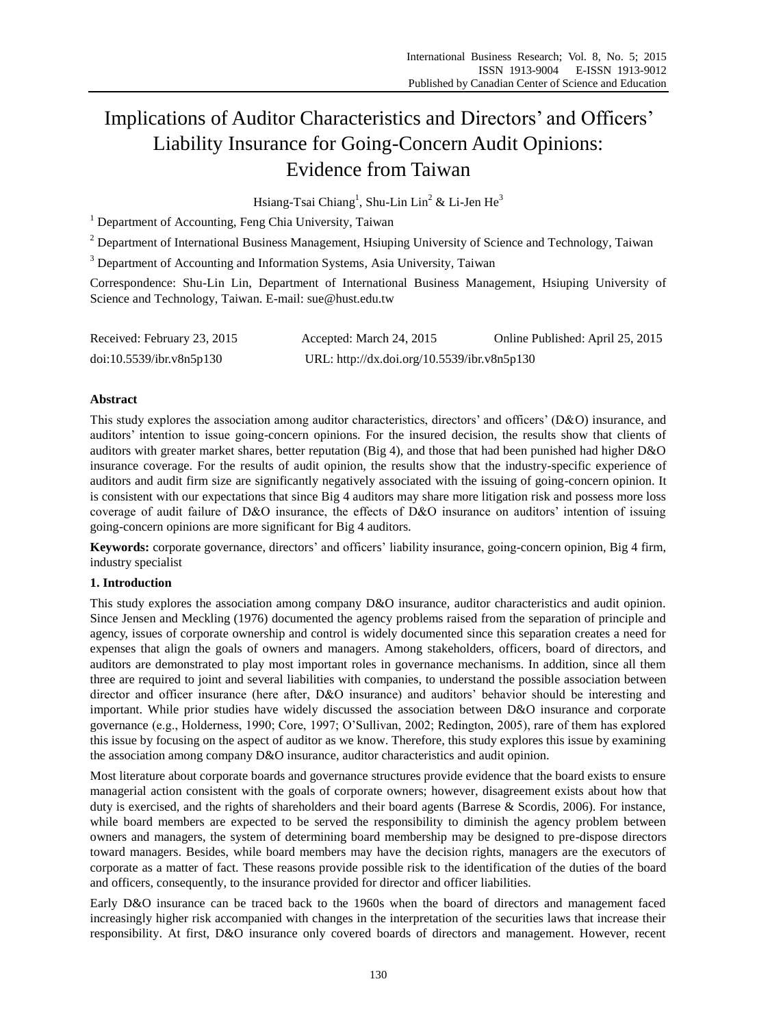# Implications of Auditor Characteristics and Directors' and Officers' Liability Insurance for Going-Concern Audit Opinions: Evidence from Taiwan

Hsiang-Tsai Chiang[1], Shu-Lin Lin[2] & Li-Jen He[3]

[1] Department of Accounting, Feng Chia University, Taiwan

[2] Department of International Business Management, Hsiuping University of Science and Technology, Taiwan

[3] Department of Accounting and Information Systems, Asia University, Taiwan

Correspondence: Shu-Lin Lin, Department of International Business Management, Hsiuping University of Science and Technology, Taiwan. E-mail: sue@hust.edu.tw

| Received: February 23, 2015 | Accepted: March 24, 2015 | Online Published: April 25, 2015 |
|---|---|---|
| doi:10.5539/ibr.v8n5p130 | URL: http://dx.doi.org/10.5539/ibr.v8n5p130 | |

## Abstract

This study explores the association among auditor characteristics, directors' and officers' (D&O) insurance, and auditors' intention to issue going-concern opinions. For the insured decision, the results show that clients of auditors with greater market shares, better reputation (Big 4), and those that had been punished had higher D&O insurance coverage. For the results of audit opinion, the results show that the industry-specific experience of auditors and audit firm size are significantly negatively associated with the issuing of going-concern opinion. It is consistent with our expectations that since Big 4 auditors may share more litigation risk and possess more loss coverage of audit failure of D&O insurance, the effects of D&O insurance on auditors' intention of issuing going-concern opinions are more significant for Big 4 auditors.

**Keywords:** corporate governance, directors' and officers' liability insurance, going-concern opinion, Big 4 firm, industry specialist

## 1. Introduction

This study explores the association among company D&O insurance, auditor characteristics and audit opinion. Since Jensen and Meckling (1976) documented the agency problems raised from the separation of principle and agency, issues of corporate ownership and control is widely documented since this separation creates a need for expenses that align the goals of owners and managers. Among stakeholders, officers, board of directors, and auditors are demonstrated to play most important roles in governance mechanisms. In addition, since all them three are required to joint and several liabilities with companies, to understand the possible association between director and officer insurance (here after, D&O insurance) and auditors' behavior should be interesting and important. While prior studies have widely discussed the association between D&O insurance and corporate governance (e.g., Holderness, 1990; Core, 1997; O'Sullivan, 2002; Redington, 2005), rare of them has explored this issue by focusing on the aspect of auditor as we know. Therefore, this study explores this issue by examining the association among company D&O insurance, auditor characteristics and audit opinion.

Most literature about corporate boards and governance structures provide evidence that the board exists to ensure managerial action consistent with the goals of corporate owners; however, disagreement exists about how that duty is exercised, and the rights of shareholders and their board agents (Barrese & Scordis, 2006). For instance, while board members are expected to be served the responsibility to diminish the agency problem between owners and managers, the system of determining board membership may be designed to pre-dispose directors toward managers. Besides, while board members may have the decision rights, managers are the executors of corporate as a matter of fact. These reasons provide possible risk to the identification of the duties of the board and officers, consequently, to the insurance provided for director and officer liabilities.

Early D&O insurance can be traced back to the 1960s when the board of directors and management faced increasingly higher risk accompanied with changes in the interpretation of the securities laws that increase their responsibility. At first, D&O insurance only covered boards of directors and management. However, recent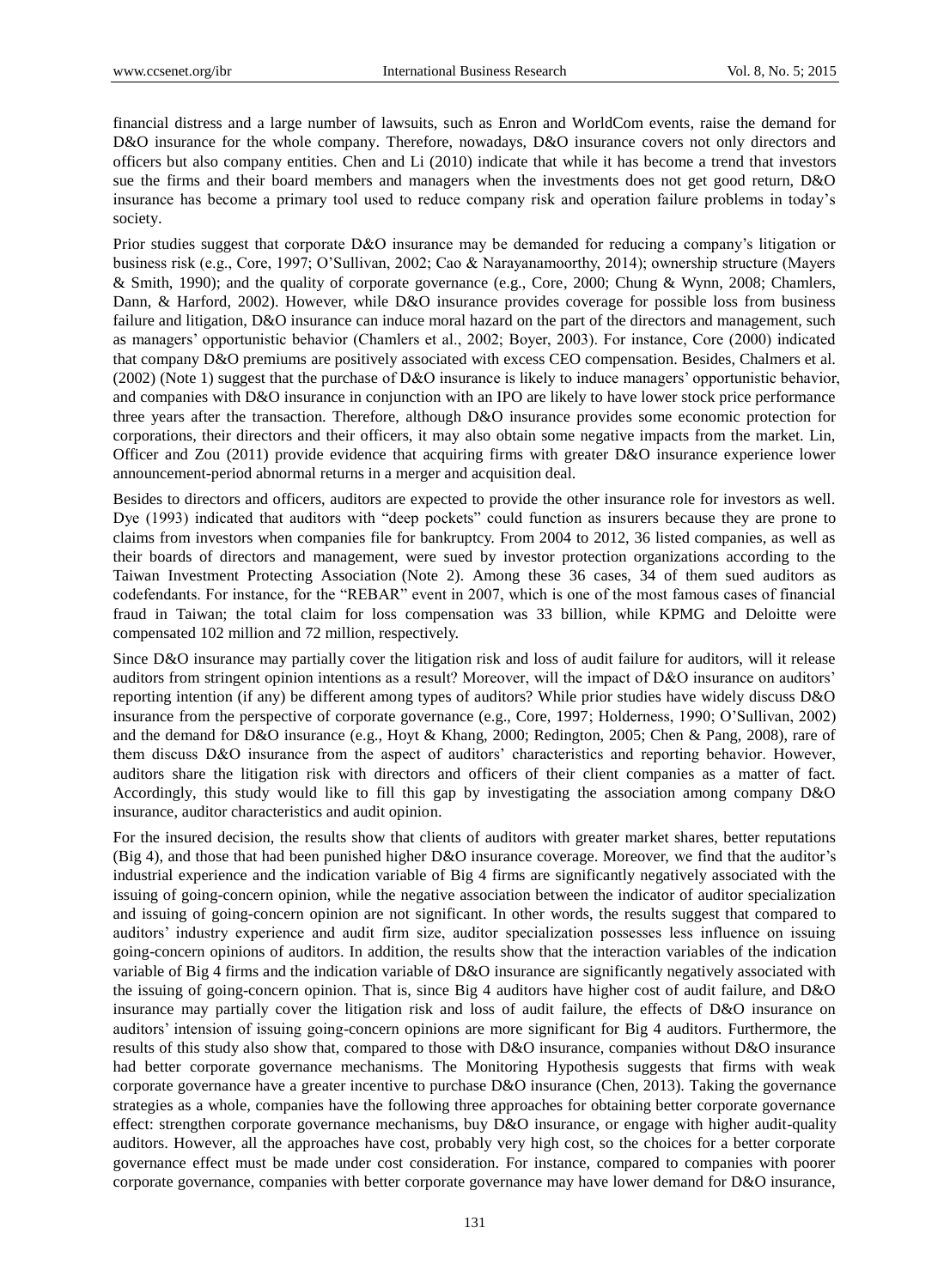financial distress and a large number of lawsuits, such as Enron and WorldCom events, raise the demand for D&O insurance for the whole company. Therefore, nowadays, D&O insurance covers not only directors and officers but also company entities. Chen and Li (2010) indicate that while it has become a trend that investors sue the firms and their board members and managers when the investments does not get good return, D&O insurance has become a primary tool used to reduce company risk and operation failure problems in today's society.

Prior studies suggest that corporate D&O insurance may be demanded for reducing a company's litigation or business risk (e.g., Core, 1997; O'Sullivan, 2002; Cao & Narayanamoorthy, 2014); ownership structure (Mayers & Smith, 1990); and the quality of corporate governance (e.g., Core, 2000; Chung & Wynn, 2008; Chamlers, Dann, & Harford, 2002). However, while D&O insurance provides coverage for possible loss from business failure and litigation, D&O insurance can induce moral hazard on the part of the directors and management, such as managers' opportunistic behavior (Chamlers et al., 2002; Boyer, 2003). For instance, Core (2000) indicated that company D&O premiums are positively associated with excess CEO compensation. Besides, Chalmers et al. (2002) (Note 1) suggest that the purchase of D&O insurance is likely to induce managers' opportunistic behavior, and companies with D&O insurance in conjunction with an IPO are likely to have lower stock price performance three years after the transaction. Therefore, although D&O insurance provides some economic protection for corporations, their directors and their officers, it may also obtain some negative impacts from the market. Lin, Officer and Zou (2011) provide evidence that acquiring firms with greater D&O insurance experience lower announcement-period abnormal returns in a merger and acquisition deal.

Besides to directors and officers, auditors are expected to provide the other insurance role for investors as well. Dye (1993) indicated that auditors with "deep pockets" could function as insurers because they are prone to claims from investors when companies file for bankruptcy. From 2004 to 2012, 36 listed companies, as well as their boards of directors and management, were sued by investor protection organizations according to the Taiwan Investment Protecting Association (Note 2). Among these 36 cases, 34 of them sued auditors as codefendants. For instance, for the "REBAR" event in 2007, which is one of the most famous cases of financial fraud in Taiwan; the total claim for loss compensation was 33 billion, while KPMG and Deloitte were compensated 102 million and 72 million, respectively.

Since D&O insurance may partially cover the litigation risk and loss of audit failure for auditors, will it release auditors from stringent opinion intentions as a result? Moreover, will the impact of D&O insurance on auditors' reporting intention (if any) be different among types of auditors? While prior studies have widely discuss D&O insurance from the perspective of corporate governance (e.g., Core, 1997; Holderness, 1990; O'Sullivan, 2002) and the demand for D&O insurance (e.g., Hoyt & Khang, 2000; Redington, 2005; Chen & Pang, 2008), rare of them discuss D&O insurance from the aspect of auditors' characteristics and reporting behavior. However, auditors share the litigation risk with directors and officers of their client companies as a matter of fact. Accordingly, this study would like to fill this gap by investigating the association among company D&O insurance, auditor characteristics and audit opinion.

For the insured decision, the results show that clients of auditors with greater market shares, better reputations (Big 4), and those that had been punished higher D&O insurance coverage. Moreover, we find that the auditor's industrial experience and the indication variable of Big 4 firms are significantly negatively associated with the issuing of going-concern opinion, while the negative association between the indicator of auditor specialization and issuing of going-concern opinion are not significant. In other words, the results suggest that compared to auditors' industry experience and audit firm size, auditor specialization possesses less influence on issuing going-concern opinions of auditors. In addition, the results show that the interaction variables of the indication variable of Big 4 firms and the indication variable of D&O insurance are significantly negatively associated with the issuing of going-concern opinion. That is, since Big 4 auditors have higher cost of audit failure, and D&O insurance may partially cover the litigation risk and loss of audit failure, the effects of D&O insurance on auditors' intension of issuing going-concern opinions are more significant for Big 4 auditors. Furthermore, the results of this study also show that, compared to those with D&O insurance, companies without D&O insurance had better corporate governance mechanisms. The Monitoring Hypothesis suggests that firms with weak corporate governance have a greater incentive to purchase D&O insurance (Chen, 2013). Taking the governance strategies as a whole, companies have the following three approaches for obtaining better corporate governance effect: strengthen corporate governance mechanisms, buy D&O insurance, or engage with higher audit-quality auditors. However, all the approaches have cost, probably very high cost, so the choices for a better corporate governance effect must be made under cost consideration. For instance, compared to companies with poorer corporate governance, companies with better corporate governance may have lower demand for D&O insurance,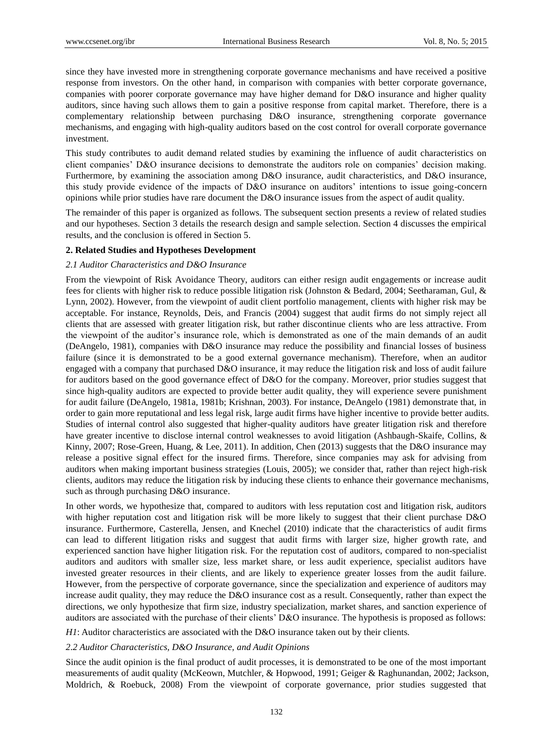since they have invested more in strengthening corporate governance mechanisms and have received a positive response from investors. On the other hand, in comparison with companies with better corporate governance, companies with poorer corporate governance may have higher demand for D&O insurance and higher quality auditors, since having such allows them to gain a positive response from capital market. Therefore, there is a complementary relationship between purchasing D&O insurance, strengthening corporate governance mechanisms, and engaging with high-quality auditors based on the cost control for overall corporate governance investment.

This study contributes to audit demand related studies by examining the influence of audit characteristics on client companies' D&O insurance decisions to demonstrate the auditors role on companies' decision making. Furthermore, by examining the association among D&O insurance, audit characteristics, and D&O insurance, this study provide evidence of the impacts of D&O insurance on auditors' intentions to issue going-concern opinions while prior studies have rare document the D&O insurance issues from the aspect of audit quality.

The remainder of this paper is organized as follows. The subsequent section presents a review of related studies and our hypotheses. Section 3 details the research design and sample selection. Section 4 discusses the empirical results, and the conclusion is offered in Section 5.

## 2. Related Studies and Hypotheses Development

### 2.1 Auditor Characteristics and D&O Insurance

From the viewpoint of Risk Avoidance Theory, auditors can either resign audit engagements or increase audit fees for clients with higher risk to reduce possible litigation risk (Johnston & Bedard, 2004; Seetharaman, Gul, & Lynn, 2002). However, from the viewpoint of audit client portfolio management, clients with higher risk may be acceptable. For instance, Reynolds, Deis, and Francis (2004) suggest that audit firms do not simply reject all clients that are assessed with greater litigation risk, but rather discontinue clients who are less attractive. From the viewpoint of the auditor's insurance role, which is demonstrated as one of the main demands of an audit (DeAngelo, 1981), companies with D&O insurance may reduce the possibility and financial losses of business failure (since it is demonstrated to be a good external governance mechanism). Therefore, when an auditor engaged with a company that purchased D&O insurance, it may reduce the litigation risk and loss of audit failure for auditors based on the good governance effect of D&O for the company. Moreover, prior studies suggest that since high-quality auditors are expected to provide better audit quality, they will experience severe punishment for audit failure (DeAngelo, 1981a, 1981b; Krishnan, 2003). For instance, DeAngelo (1981) demonstrate that, in order to gain more reputational and less legal risk, large audit firms have higher incentive to provide better audits. Studies of internal control also suggested that higher-quality auditors have greater litigation risk and therefore have greater incentive to disclose internal control weaknesses to avoid litigation (Ashbaugh-Skaife, Collins, & Kinny, 2007; Rose-Green, Huang, & Lee, 2011). In addition, Chen (2013) suggests that the D&O insurance may release a positive signal effect for the insured firms. Therefore, since companies may ask for advising from auditors when making important business strategies (Louis, 2005); we consider that, rather than reject high-risk clients, auditors may reduce the litigation risk by inducing these clients to enhance their governance mechanisms, such as through purchasing D&O insurance.

In other words, we hypothesize that, compared to auditors with less reputation cost and litigation risk, auditors with higher reputation cost and litigation risk will be more likely to suggest that their client purchase D&O insurance. Furthermore, Casterella, Jensen, and Knechel (2010) indicate that the characteristics of audit firms can lead to different litigation risks and suggest that audit firms with larger size, higher growth rate, and experienced sanction have higher litigation risk. For the reputation cost of auditors, compared to non-specialist auditors and auditors with smaller size, less market share, or less audit experience, specialist auditors have invested greater resources in their clients, and are likely to experience greater losses from the audit failure. However, from the perspective of corporate governance, since the specialization and experience of auditors may increase audit quality, they may reduce the D&O insurance cost as a result. Consequently, rather than expect the directions, we only hypothesize that firm size, industry specialization, market shares, and sanction experience of auditors are associated with the purchase of their clients' D&O insurance. The hypothesis is proposed as follows:

*H1*: Auditor characteristics are associated with the D&O insurance taken out by their clients.

### 2.2 Auditor Characteristics, D&O Insurance, and Audit Opinions

Since the audit opinion is the final product of audit processes, it is demonstrated to be one of the most important measurements of audit quality (McKeown, Mutchler, & Hopwood, 1991; Geiger & Raghunandan, 2002; Jackson, Moldrich, & Roebuck, 2008) From the viewpoint of corporate governance, prior studies suggested that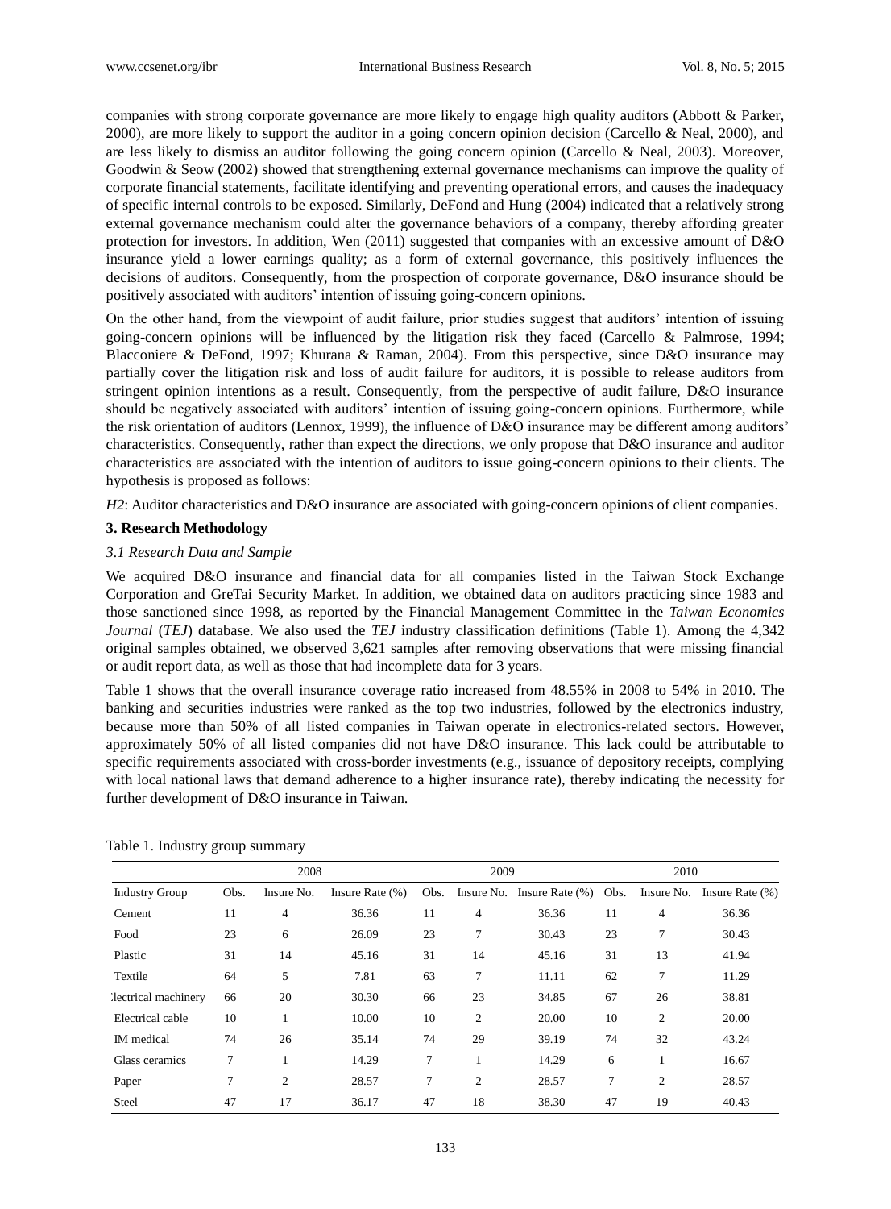companies with strong corporate governance are more likely to engage high quality auditors (Abbott & Parker, 2000), are more likely to support the auditor in a going concern opinion decision (Carcello & Neal, 2000), and are less likely to dismiss an auditor following the going concern opinion (Carcello & Neal, 2003). Moreover, Goodwin & Seow (2002) showed that strengthening external governance mechanisms can improve the quality of corporate financial statements, facilitate identifying and preventing operational errors, and causes the inadequacy of specific internal controls to be exposed. Similarly, DeFond and Hung (2004) indicated that a relatively strong external governance mechanism could alter the governance behaviors of a company, thereby affording greater protection for investors. In addition, Wen (2011) suggested that companies with an excessive amount of D&O insurance yield a lower earnings quality; as a form of external governance, this positively influences the decisions of auditors. Consequently, from the prospection of corporate governance, D&O insurance should be positively associated with auditors' intention of issuing going-concern opinions.

On the other hand, from the viewpoint of audit failure, prior studies suggest that auditors' intention of issuing going-concern opinions will be influenced by the litigation risk they faced (Carcello & Palmrose, 1994; Blacconiere & DeFond, 1997; Khurana & Raman, 2004). From this perspective, since D&O insurance may partially cover the litigation risk and loss of audit failure for auditors, it is possible to release auditors from stringent opinion intentions as a result. Consequently, from the perspective of audit failure, D&O insurance should be negatively associated with auditors' intention of issuing going-concern opinions. Furthermore, while the risk orientation of auditors (Lennox, 1999), the influence of D&O insurance may be different among auditors' characteristics. Consequently, rather than expect the directions, we only propose that D&O insurance and auditor characteristics are associated with the intention of auditors to issue going-concern opinions to their clients. The hypothesis is proposed as follows:

*H2*: Auditor characteristics and D&O insurance are associated with going-concern opinions of client companies.

## 3. Research Methodology

### *3.1 Research Data and Sample*

We acquired D&O insurance and financial data for all companies listed in the Taiwan Stock Exchange Corporation and GreTai Security Market. In addition, we obtained data on auditors practicing since 1983 and those sanctioned since 1998, as reported by the Financial Management Committee in the *Taiwan Economics Journal* (*TEJ*) database. We also used the *TEJ* industry classification definitions (Table 1). Among the 4,342 original samples obtained, we observed 3,621 samples after removing observations that were missing financial or audit report data, as well as those that had incomplete data for 3 years.

Table 1 shows that the overall insurance coverage ratio increased from 48.55% in 2008 to 54% in 2010. The banking and securities industries were ranked as the top two industries, followed by the electronics industry, because more than 50% of all listed companies in Taiwan operate in electronics-related sectors. However, approximately 50% of all listed companies did not have D&O insurance. This lack could be attributable to specific requirements associated with cross-border investments (e.g., issuance of depository receipts, complying with local national laws that demand adherence to a higher insurance rate), thereby indicating the necessity for further development of D&O insurance in Taiwan.

Table 1. Industry group summary

| | 2008 | | | 2009 | | | 2010 | | |
|---|---|---|---|---|---|---|---|---|---|
| Industry Group | Obs. | Insure No. | Insure Rate (%) | Obs. | Insure No. | Insure Rate (%) | Obs. | Insure No. | Insure Rate (%) |
| Cement | 11 | 4 | 36.36 | 11 | 4 | 36.36 | 11 | 4 | 36.36 |
| Food | 23 | 6 | 26.09 | 23 | 7 | 30.43 | 23 | 7 | 30.43 |
| Plastic | 31 | 14 | 45.16 | 31 | 14 | 45.16 | 31 | 13 | 41.94 |
| Textile | 64 | 5 | 7.81 | 63 | 7 | 11.11 | 62 | 7 | 11.29 |
| Electrical machinery | 66 | 20 | 30.30 | 66 | 23 | 34.85 | 67 | 26 | 38.81 |
| Electrical cable | 10 | 1 | 10.00 | 10 | 2 | 20.00 | 10 | 2 | 20.00 |
| IM medical | 74 | 26 | 35.14 | 74 | 29 | 39.19 | 74 | 32 | 43.24 |
| Glass ceramics | 7 | 1 | 14.29 | 7 | 1 | 14.29 | 6 | 1 | 16.67 |
| Paper | 7 | 2 | 28.57 | 7 | 2 | 28.57 | 7 | 2 | 28.57 |
| Steel | 47 | 17 | 36.17 | 47 | 18 | 38.30 | 47 | 19 | 40.43 |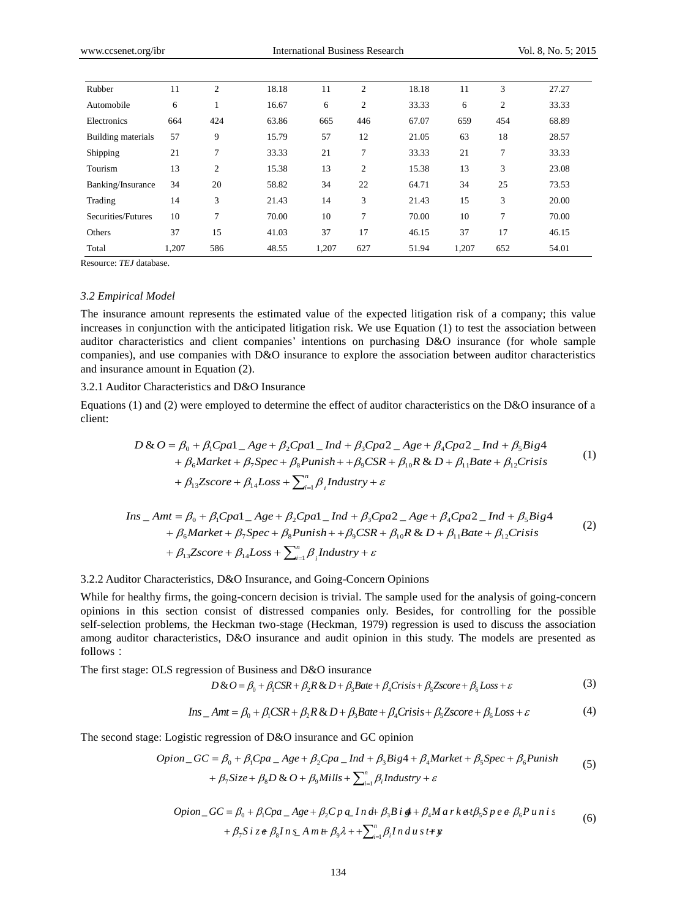| | | | | | | | | | |
|---|---|---|---|---|---|---|---|---|---|
| Rubber | 11 | 2 | 18.18 | 11 | 2 | 18.18 | 11 | 3 | 27.27 |
| Automobile | 6 | 1 | 16.67 | 6 | 2 | 33.33 | 6 | 2 | 33.33 |
| Electronics | 664 | 424 | 63.86 | 665 | 446 | 67.07 | 659 | 454 | 68.89 |
| Building materials | 57 | 9 | 15.79 | 57 | 12 | 21.05 | 63 | 18 | 28.57 |
| Shipping | 21 | 7 | 33.33 | 21 | 7 | 33.33 | 21 | 7 | 33.33 |
| Tourism | 13 | 2 | 15.38 | 13 | 2 | 15.38 | 13 | 3 | 23.08 |
| Banking/Insurance | 34 | 20 | 58.82 | 34 | 22 | 64.71 | 34 | 25 | 73.53 |
| Trading | 14 | 3 | 21.43 | 14 | 3 | 21.43 | 15 | 3 | 20.00 |
| Securities/Futures | 10 | 7 | 70.00 | 10 | 7 | 70.00 | 10 | 7 | 70.00 |
| Others | 37 | 15 | 41.03 | 37 | 17 | 46.15 | 37 | 17 | 46.15 |
| Total | 1,207 | 586 | 48.55 | 1,207 | 627 | 51.94 | 1,207 | 652 | 54.01 |

Resource: *TEJ* database.

### *3.2 Empirical Model*

The insurance amount represents the estimated value of the expected litigation risk of a company; this value increases in conjunction with the anticipated litigation risk. We use Equation (1) to test the association between auditor characteristics and client companies' intentions on purchasing D&O insurance (for whole sample companies), and use companies with D&O insurance to explore the association between auditor characteristics and insurance amount in Equation (2).

#### 3.2.1 Auditor Characteristics and D&O Insurance

Equations (1) and (2) were employed to determine the effect of auditor characteristics on the D&O insurance of a client:

$$\begin{aligned} D\&O = {} & \beta_0 + \beta_1 Cpa1\_Age + \beta_2 Cpa1\_Ind + \beta_3 Cpa2\_Age + \beta_4 Cpa2\_Ind + \beta_5 Big4 \\ & + \beta_6 Market + \beta_7 Spec + \beta_8 Punish + +\beta_9 CSR + \beta_{10} R\&D + \beta_{11} Bate + \beta_{12} Crisis \\ & + \beta_{13} Zscore + \beta_{14} Loss + \sum_{i=1}^{n} \beta_i Industry + \varepsilon \end{aligned} \tag{1}$$

$$\begin{aligned} Ins\_Amt = {} & \beta_0 + \beta_1 Cpa1\_Age + \beta_2 Cpa1\_Ind + \beta_3 Cpa2\_Age + \beta_4 Cpa2\_Ind + \beta_5 Big4 \\ & + \beta_6 Market + \beta_7 Spec + \beta_8 Punish + +\beta_9 CSR + \beta_{10} R\&D + \beta_{11} Bate + \beta_{12} Crisis \\ & + \beta_{13} Zscore + \beta_{14} Loss + \sum_{i=1}^{n} \beta_i Industry + \varepsilon \end{aligned} \tag{2}$$

#### 3.2.2 Auditor Characteristics, D&O Insurance, and Going-Concern Opinions

While for healthy firms, the going-concern decision is trivial. The sample used for the analysis of going-concern opinions in this section consist of distressed companies only. Besides, for controlling for the possible self-selection problems, the Heckman two-stage (Heckman, 1979) regression is used to discuss the association among auditor characteristics, D&O insurance and audit opinion in this study. The models are presented as follows：

The first stage: OLS regression of Business and D&O insurance

$$D\&O = \beta_0 + \beta_1 CSR + \beta_2 R\&D + \beta_3 Bate + \beta_4 Crisis + \beta_5 Zscore + \beta_6 Loss + \varepsilon \tag{3}$$

$$Ins\_Amt = \beta_0 + \beta_1 CSR + \beta_2 R\&D + \beta_3 Bate + \beta_4 Crisis + \beta_5 Zscore + \beta_6 Loss + \varepsilon \tag{4}$$

The second stage: Logistic regression of D&O insurance and GC opinion

$$\begin{aligned} Opion\_GC = {} & \beta_0 + \beta_1 Cpa\_Age + \beta_2 Cpa\_Ind + \beta_3 Big4 + \beta_4 Market + \beta_5 Spec + \beta_6 Punish \\ & + \beta_7 Size + \beta_8 D\&O + \beta_9 Mills + \sum_{i=1}^{n} \beta_i Industry + \varepsilon \end{aligned} \tag{5}$$

$$\begin{aligned} Opion\_GC = {} & \beta_0 + \beta_1 Cpa\_Age + \beta_2 Cpa\_Ind + \beta_3 Big4 + \beta_4 Market + \beta_5 Spec + \beta_6 Punish \\ & + \beta_7 Size + \beta_8 Ins\_Amt + \beta_9 \lambda + + \sum_{i=1}^{n} \beta_i Industry + \varepsilon \end{aligned} \tag{6}$$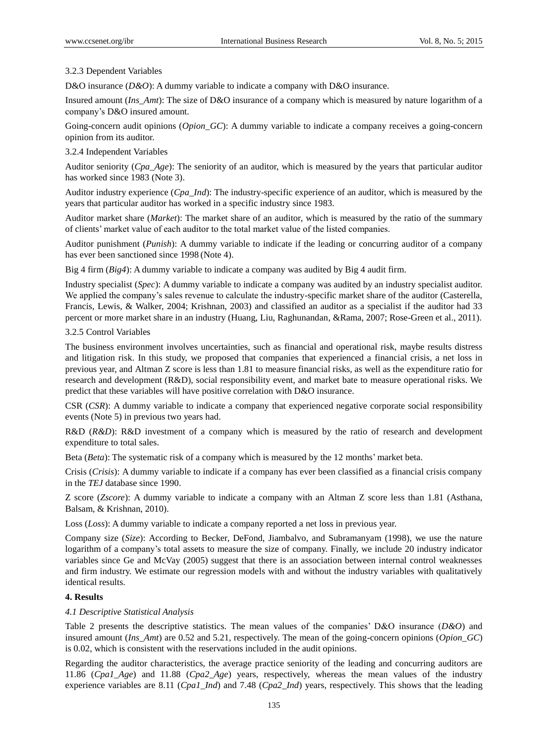3.2.3 Dependent Variables

D&O insurance (*D&O*): A dummy variable to indicate a company with D&O insurance.

Insured amount (*Ins_Amt*): The size of D&O insurance of a company which is measured by nature logarithm of a company's D&O insured amount.

Going-concern audit opinions (*Opion_GC*): A dummy variable to indicate a company receives a going-concern opinion from its auditor.

3.2.4 Independent Variables

Auditor seniority (*Cpa_Age*): The seniority of an auditor, which is measured by the years that particular auditor has worked since 1983 (Note 3).

Auditor industry experience (*Cpa_Ind*): The industry-specific experience of an auditor, which is measured by the years that particular auditor has worked in a specific industry since 1983.

Auditor market share (*Market*): The market share of an auditor, which is measured by the ratio of the summary of clients' market value of each auditor to the total market value of the listed companies.

Auditor punishment (*Punish*): A dummy variable to indicate if the leading or concurring auditor of a company has ever been sanctioned since 1998 (Note 4).

Big 4 firm (*Big4*): A dummy variable to indicate a company was audited by Big 4 audit firm.

Industry specialist (*Spec*): A dummy variable to indicate a company was audited by an industry specialist auditor. We applied the company's sales revenue to calculate the industry-specific market share of the auditor (Casterella, Francis, Lewis, & Walker, 2004; Krishnan, 2003) and classified an auditor as a specialist if the auditor had 33 percent or more market share in an industry (Huang, Liu, Raghunandan, &Rama, 2007; Rose-Green et al., 2011).

3.2.5 Control Variables

The business environment involves uncertainties, such as financial and operational risk, maybe results distress and litigation risk. In this study, we proposed that companies that experienced a financial crisis, a net loss in previous year, and Altman Z score is less than 1.81 to measure financial risks, as well as the expenditure ratio for research and development (R&D), social responsibility event, and market bate to measure operational risks. We predict that these variables will have positive correlation with D&O insurance.

CSR (*CSR*): A dummy variable to indicate a company that experienced negative corporate social responsibility events (Note 5) in previous two years had.

R&D (*R&D*): R&D investment of a company which is measured by the ratio of research and development expenditure to total sales.

Beta (*Beta*): The systematic risk of a company which is measured by the 12 months' market beta.

Crisis (*Crisis*): A dummy variable to indicate if a company has ever been classified as a financial crisis company in the *TEJ* database since 1990.

Z score (*Zscore*): A dummy variable to indicate a company with an Altman Z score less than 1.81 (Asthana, Balsam, & Krishnan, 2010).

Loss (*Loss*): A dummy variable to indicate a company reported a net loss in previous year.

Company size (*Size*): According to Becker, DeFond, Jiambalvo, and Subramanyam (1998), we use the nature logarithm of a company's total assets to measure the size of company. Finally, we include 20 industry indicator variables since Ge and McVay (2005) suggest that there is an association between internal control weaknesses and firm industry. We estimate our regression models with and without the industry variables with qualitatively identical results.

## 4. Results

### *4.1 Descriptive Statistical Analysis*

Table 2 presents the descriptive statistics. The mean values of the companies' D&O insurance (*D&O*) and insured amount (*Ins_Amt*) are 0.52 and 5.21, respectively. The mean of the going-concern opinions (*Opion_GC*) is 0.02, which is consistent with the reservations included in the audit opinions.

Regarding the auditor characteristics, the average practice seniority of the leading and concurring auditors are 11.86 (*Cpa1_Age*) and 11.88 (*Cpa2_Age*) years, respectively, whereas the mean values of the industry experience variables are 8.11 (*Cpa1_Ind*) and 7.48 (*Cpa2_Ind*) years, respectively. This shows that the leading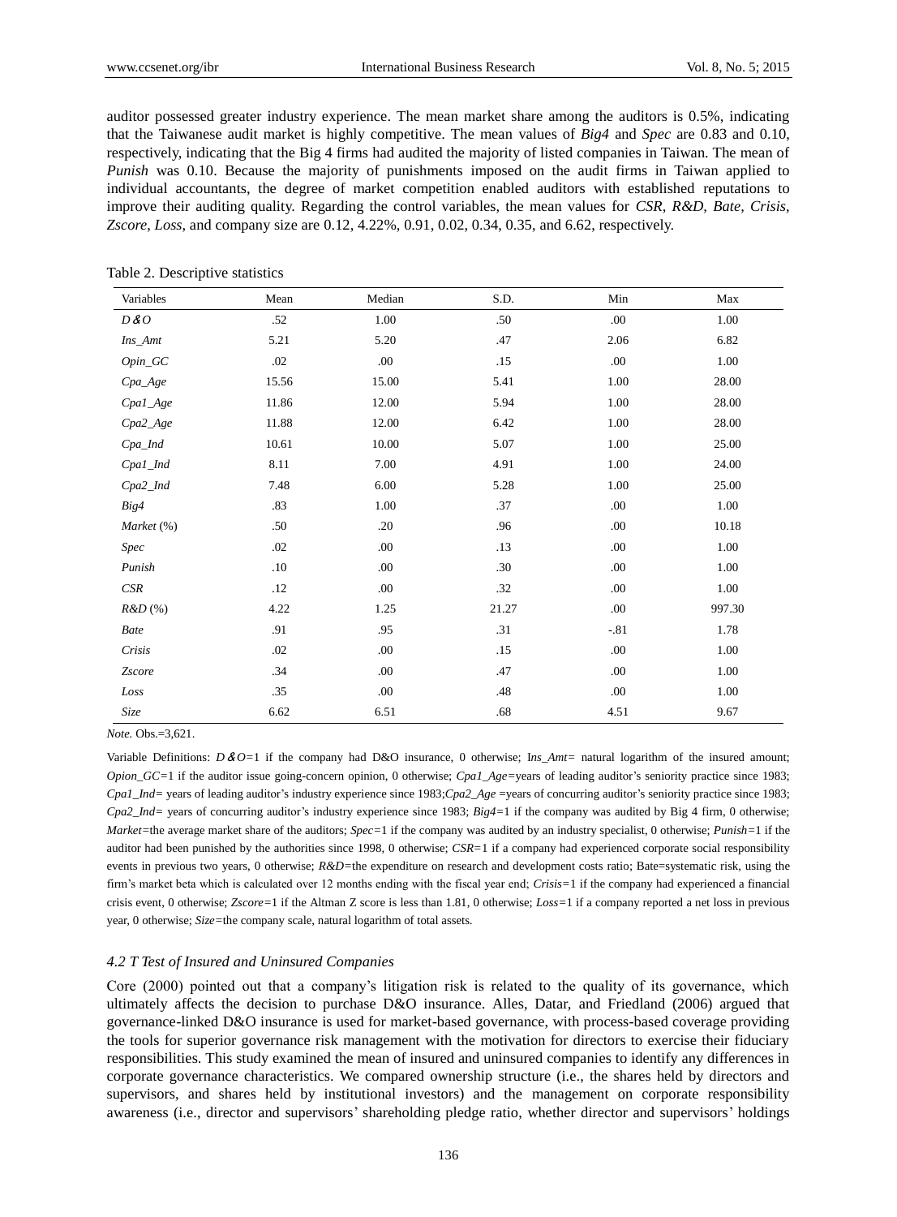auditor possessed greater industry experience. The mean market share among the auditors is 0.5%, indicating that the Taiwanese audit market is highly competitive. The mean values of *Big4* and *Spec* are 0.83 and 0.10, respectively, indicating that the Big 4 firms had audited the majority of listed companies in Taiwan. The mean of *Punish* was 0.10. Because the majority of punishments imposed on the audit firms in Taiwan applied to individual accountants, the degree of market competition enabled auditors with established reputations to improve their auditing quality. Regarding the control variables, the mean values for *CSR, R&D, Bate, Crisis*, *Zscore*, *Loss*, and company size are 0.12, 4.22%, 0.91, 0.02, 0.34, 0.35, and 6.62, respectively.

Table 2. Descriptive statistics

| Variables | Mean | Median | S.D. | Min | Max |
|---|---|---|---|---|---|
| *D&O* | .52 | 1.00 | .50 | .00 | 1.00 |
| *Ins_Amt* | 5.21 | 5.20 | .47 | 2.06 | 6.82 |
| *Opin_GC* | .02 | .00 | .15 | .00 | 1.00 |
| *Cpa_Age* | 15.56 | 15.00 | 5.41 | 1.00 | 28.00 |
| *Cpa1_Age* | 11.86 | 12.00 | 5.94 | 1.00 | 28.00 |
| *Cpa2_Age* | 11.88 | 12.00 | 6.42 | 1.00 | 28.00 |
| *Cpa_Ind* | 10.61 | 10.00 | 5.07 | 1.00 | 25.00 |
| *Cpa1_Ind* | 8.11 | 7.00 | 4.91 | 1.00 | 24.00 |
| *Cpa2_Ind* | 7.48 | 6.00 | 5.28 | 1.00 | 25.00 |
| *Big4* | .83 | 1.00 | .37 | .00 | 1.00 |
| *Market* (%) | .50 | .20 | .96 | .00 | 10.18 |
| *Spec* | .02 | .00 | .13 | .00 | 1.00 |
| *Punish* | .10 | .00 | .30 | .00 | 1.00 |
| *CSR* | .12 | .00 | .32 | .00 | 1.00 |
| *R&D* (%) | 4.22 | 1.25 | 21.27 | .00 | 997.30 |
| *Bate* | .91 | .95 | .31 | -.81 | 1.78 |
| *Crisis* | .02 | .00 | .15 | .00 | 1.00 |
| *Zscore* | .34 | .00 | .47 | .00 | 1.00 |
| *Loss* | .35 | .00 | .48 | .00 | 1.00 |
| *Size* | 6.62 | 6.51 | .68 | 4.51 | 9.67 |

*Note.* Obs.=3,621.

Variable Definitions: *D&O*=1 if the company had D&O insurance, 0 otherwise; I*ns_Amt*= natural logarithm of the insured amount; *Opion_GC*=1 if the auditor issue going-concern opinion, 0 otherwise; *Cpa1_Age*=years of leading auditor's seniority practice since 1983; *Cpa1_Ind*= years of leading auditor's industry experience since 1983;*Cpa2_Age* =years of concurring auditor's seniority practice since 1983; *Cpa2_Ind*= years of concurring auditor's industry experience since 1983; *Big4*=1 if the company was audited by Big 4 firm, 0 otherwise; *Market*=the average market share of the auditors; *Spec*=1 if the company was audited by an industry specialist, 0 otherwise; *Punish*=1 if the auditor had been punished by the authorities since 1998, 0 otherwise; *CSR*=1 if a company had experienced corporate social responsibility events in previous two years, 0 otherwise; *R&D*=the expenditure on research and development costs ratio; Bate=systematic risk, using the firm's market beta which is calculated over 12 months ending with the fiscal year end; *Crisis*=1 if the company had experienced a financial crisis event, 0 otherwise; *Zscore*=1 if the Altman Z score is less than 1.81, 0 otherwise; *Loss*=1 if a company reported a net loss in previous year, 0 otherwise; *Size*=the company scale, natural logarithm of total assets.

### 4.2 T Test of Insured and Uninsured Companies

Core (2000) pointed out that a company's litigation risk is related to the quality of its governance, which ultimately affects the decision to purchase D&O insurance. Alles, Datar, and Friedland (2006) argued that governance-linked D&O insurance is used for market-based governance, with process-based coverage providing the tools for superior governance risk management with the motivation for directors to exercise their fiduciary responsibilities. This study examined the mean of insured and uninsured companies to identify any differences in corporate governance characteristics. We compared ownership structure (i.e., the shares held by directors and supervisors, and shares held by institutional investors) and the management on corporate responsibility awareness (i.e., director and supervisors' shareholding pledge ratio, whether director and supervisors' holdings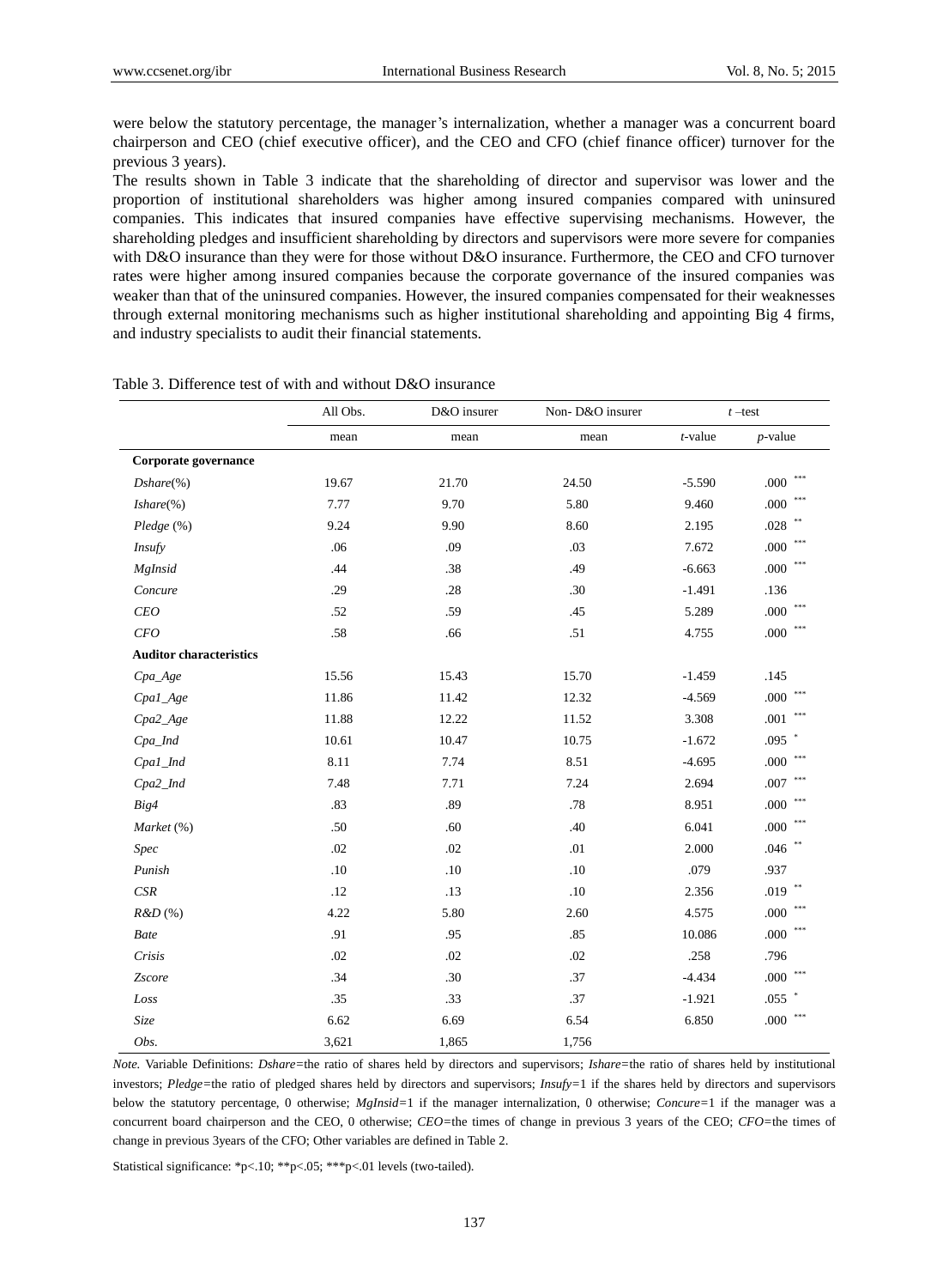were below the statutory percentage, the manager's internalization, whether a manager was a concurrent board chairperson and CEO (chief executive officer), and the CEO and CFO (chief finance officer) turnover for the previous 3 years).

The results shown in Table 3 indicate that the shareholding of director and supervisor was lower and the proportion of institutional shareholders was higher among insured companies compared with uninsured companies. This indicates that insured companies have effective supervising mechanisms. However, the shareholding pledges and insufficient shareholding by directors and supervisors were more severe for companies with D&O insurance than they were for those without D&O insurance. Furthermore, the CEO and CFO turnover rates were higher among insured companies because the corporate governance of the insured companies was weaker than that of the uninsured companies. However, the insured companies compensated for their weaknesses through external monitoring mechanisms such as higher institutional shareholding and appointing Big 4 firms, and industry specialists to audit their financial statements.

Table 3. Difference test of with and without D&O insurance

| | All Obs. | D&O insurer | Non- D&O insurer | *t* –test | |
|---|---|---|---|---|---|
| | mean | mean | mean | *t*-value | *p*-value |
| **Corporate governance** | | | | | |
| *Dshare*(%) | 19.67 | 21.70 | 24.50 | -5.590 | .000 *** |
| *Ishare*(%) | 7.77 | 9.70 | 5.80 | 9.460 | .000 *** |
| *Pledge* (%) | 9.24 | 9.90 | 8.60 | 2.195 | .028 ** |
| *Insufy* | .06 | .09 | .03 | 7.672 | .000 *** |
| *MgInsid* | .44 | .38 | .49 | -6.663 | .000 *** |
| *Concure* | .29 | .28 | .30 | -1.491 | .136 |
| *CEO* | .52 | .59 | .45 | 5.289 | .000 *** |
| *CFO* | .58 | .66 | .51 | 4.755 | .000 *** |
| **Auditor characteristics** | | | | | |
| *Cpa_Age* | 15.56 | 15.43 | 15.70 | -1.459 | .145 |
| *Cpa1_Age* | 11.86 | 11.42 | 12.32 | -4.569 | .000 *** |
| *Cpa2_Age* | 11.88 | 12.22 | 11.52 | 3.308 | .001 *** |
| *Cpa_Ind* | 10.61 | 10.47 | 10.75 | -1.672 | .095 * |
| *Cpa1_Ind* | 8.11 | 7.74 | 8.51 | -4.695 | .000 *** |
| *Cpa2_Ind* | 7.48 | 7.71 | 7.24 | 2.694 | .007 *** |
| *Big4* | .83 | .89 | .78 | 8.951 | .000 *** |
| *Market* (%) | .50 | .60 | .40 | 6.041 | .000 *** |
| *Spec* | .02 | .02 | .01 | 2.000 | .046 ** |
| *Punish* | .10 | .10 | .10 | .079 | .937 |
| *CSR* | .12 | .13 | .10 | 2.356 | .019 ** |
| *R&D* (%) | 4.22 | 5.80 | 2.60 | 4.575 | .000 *** |
| *Bate* | .91 | .95 | .85 | 10.086 | .000 *** |
| *Crisis* | .02 | .02 | .02 | .258 | .796 |
| *Zscore* | .34 | .30 | .37 | -4.434 | .000 *** |
| *Loss* | .35 | .33 | .37 | -1.921 | .055 * |
| *Size* | 6.62 | 6.69 | 6.54 | 6.850 | .000 *** |
| *Obs.* | 3,621 | 1,865 | 1,756 | | |

*Note.* Variable Definitions: *Dshare*=the ratio of shares held by directors and supervisors; *Ishare*=the ratio of shares held by institutional investors; *Pledge*=the ratio of pledged shares held by directors and supervisors; *Insufy*=1 if the shares held by directors and supervisors below the statutory percentage, 0 otherwise; *MgInsid*=1 if the manager internalization, 0 otherwise; *Concure*=1 if the manager was a concurrent board chairperson and the CEO, 0 otherwise; *CEO*=the times of change in previous 3 years of the CEO; *CFO*=the times of change in previous 3years of the CFO; Other variables are defined in Table 2.

Statistical significance: *p<.10; **p<.05; ***p<.01 levels (two-tailed).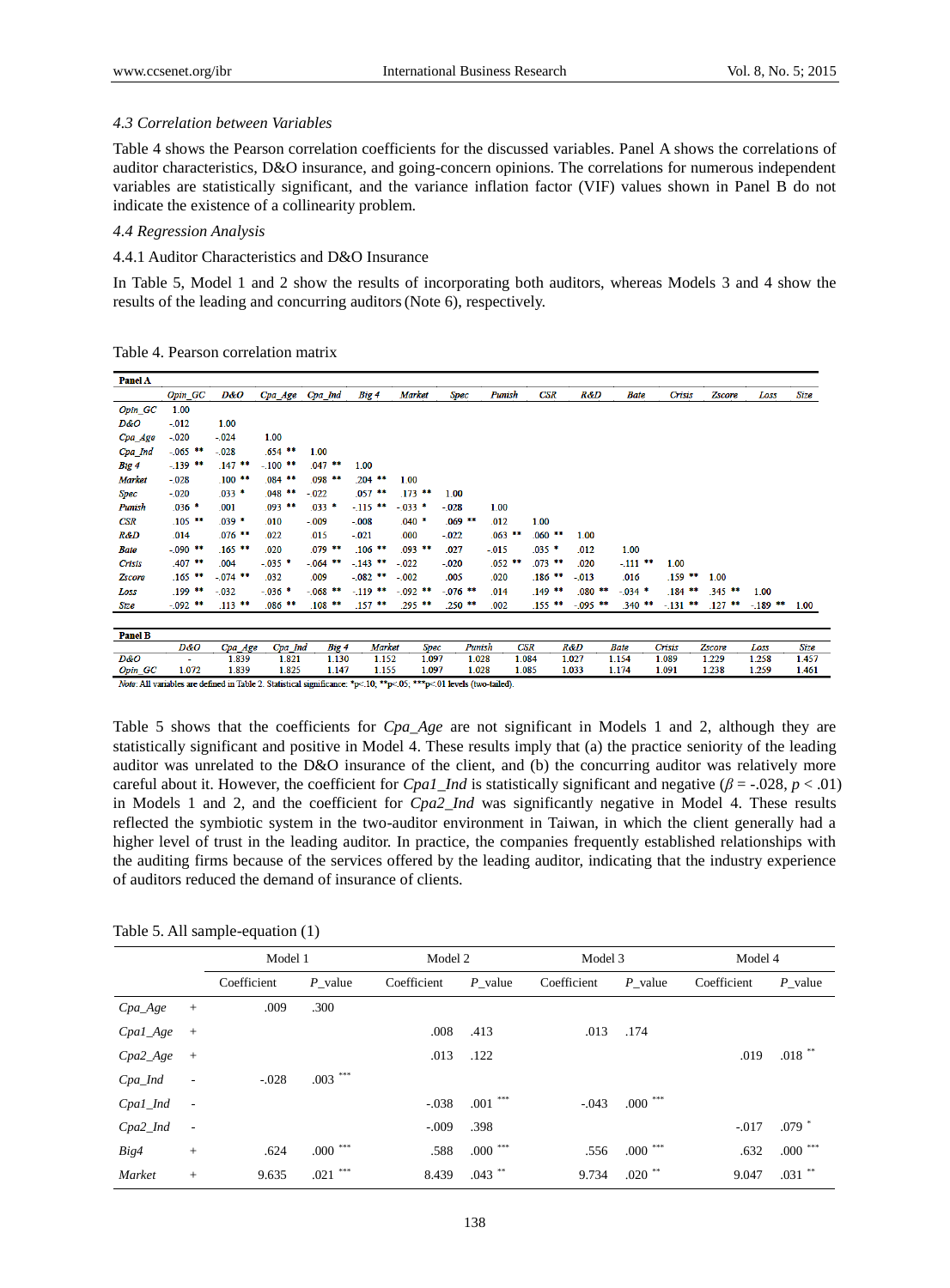### 4.3 Correlation between Variables

Table 4 shows the Pearson correlation coefficients for the discussed variables. Panel A shows the correlations of auditor characteristics, D&O insurance, and going-concern opinions. The correlations for numerous independent variables are statistically significant, and the variance inflation factor (VIF) values shown in Panel B do not indicate the existence of a collinearity problem.

### 4.4 Regression Analysis

#### 4.4.1 Auditor Characteristics and D&O Insurance

In Table 5, Model 1 and 2 show the results of incorporating both auditors, whereas Models 3 and 4 show the results of the leading and concurring auditors (Note 6), respectively.

Table 4. Pearson correlation matrix

**Panel A**

| | Opin_GC | D&O | Cpa_Age | Cpa_Ind | Big 4 | Market | Spec | Punish | CSR | R&D | Bate | Crisis | Zscore | Loss | Size |
|---|---|---|---|---|---|---|---|---|---|---|---|---|---|---|---|
| Opin_GC | 1.00 | | | | | | | | | | | | | | |
| D&O | -.012 | 1.00 | | | | | | | | | | | | | |
| Cpa_Age | -.020 | -.024 | 1.00 | | | | | | | | | | | | |
| Cpa_Ind | -.065 ** | -.028 | .654 ** | 1.00 | | | | | | | | | | | |
| Big 4 | -.139 ** | .147 ** | -.100 ** | .047 ** | 1.00 | | | | | | | | | | |
| Market | -.028 | .100 ** | .084 ** | .098 ** | .204 ** | 1.00 | | | | | | | | | |
| Spec | -.020 | .033 * | .048 ** | -.022 | .057 ** | .173 ** | 1.00 | | | | | | | | |
| Punish | .036 * | .001 | .093 ** | .033 * | -.115 ** | -.033 * | -.028 | 1.00 | | | | | | | |
| CSR | .105 ** | .039 * | .010 | -.009 | -.008 | .040 * | .069 ** | .012 | 1.00 | | | | | | |
| R&D | .014 | .076 ** | .022 | .015 | -.021 | .000 | -.022 | .063 ** | .060 ** | 1.00 | | | | | |
| Bate | -.090 ** | .165 ** | .020 | .079 ** | .106 ** | .093 ** | .027 | -.015 | .035 * | .012 | 1.00 | | | | |
| Crisis | .407 ** | .004 | -.035 * | -.064 ** | -.143 ** | -.022 | -.020 | .052 ** | .073 ** | .020 | -.111 ** | 1.00 | | | |
| Zscore | .165 ** | -.074 ** | .032 | .009 | -.082 ** | -.002 | .005 | .020 | .186 ** | -.013 | .016 | .159 ** | 1.00 | | |
| Loss | .199 ** | -.032 | -.036 * | -.068 ** | -.119 ** | -.092 ** | -.076 ** | .014 | .149 ** | .080 ** | -.034 * | .184 ** | .345 ** | 1.00 | |
| Size | -.092 ** | .113 ** | .086 ** | .108 ** | .157 ** | .295 ** | .250 ** | .002 | .155 ** | -.095 ** | .340 ** | -.131 ** | .127 ** | -.189 ** | 1.00 |

**Panel B**

| | D&O | Cpa_Age | Cpa_Ind | Big 4 | Market | Spec | Punish | CSR | R&D | Bate | Crisis | Zscore | Loss | Size |
|---|---|---|---|---|---|---|---|---|---|---|---|---|---|---|
| D&O | - | 1.839 | 1.821 | 1.130 | 1.152 | 1.097 | 1.028 | 1.084 | 1.027 | 1.154 | 1.089 | 1.229 | 1.258 | 1.457 |
| Opin_GC | 1.072 | 1.839 | 1.825 | 1.147 | 1.155 | 1.097 | 1.028 | 1.085 | 1.033 | 1.174 | 1.091 | 1.238 | 1.259 | 1.461 |

*Note*: All variables are defined in Table 2. Statistical significance: *p<.10; **p<.05; ***p<.01 levels (two-tailed).

Table 5 shows that the coefficients for *Cpa_Age* are not significant in Models 1 and 2, although they are statistically significant and positive in Model 4. These results imply that (a) the practice seniority of the leading auditor was unrelated to the D&O insurance of the client, and (b) the concurring auditor was relatively more careful about it. However, the coefficient for *Cpa1_Ind* is statistically significant and negative ($\beta$ = -.028, $p$ < .01) in Models 1 and 2, and the coefficient for *Cpa2_Ind* was significantly negative in Model 4. These results reflected the symbiotic system in the two-auditor environment in Taiwan, in which the client generally had a higher level of trust in the leading auditor. In practice, the companies frequently established relationships with the auditing firms because of the services offered by the leading auditor, indicating that the industry experience of auditors reduced the demand of insurance of clients.

Table 5. All sample-equation (1)

| | | Model 1 | | Model 2 | | Model 3 | | Model 4 | |
|---|---|---|---|---|---|---|---|---|---|
| | | Coefficient | P_value | Coefficient | P_value | Coefficient | P_value | Coefficient | P_value |
| Cpa_Age | + | .009 | .300 | | | | | | |
| Cpa1_Age | + | | | .008 | .413 | .013 | .174 | | |
| Cpa2_Age | + | | | .013 | .122 | | | .019 | .018 ** |
| Cpa_Ind | - | -.028 | .003 *** | | | | | | |
| Cpa1_Ind | - | | | -.038 | .001 *** | -.043 | .000 *** | | |
| Cpa2_Ind | - | | | -.009 | .398 | | | -.017 | .079 * |
| Big4 | + | .624 | .000 *** | .588 | .000 *** | .556 | .000 *** | .632 | .000 *** |
| Market | + | 9.635 | .021 *** | 8.439 | .043 ** | 9.734 | .020 ** | 9.047 | .031 ** |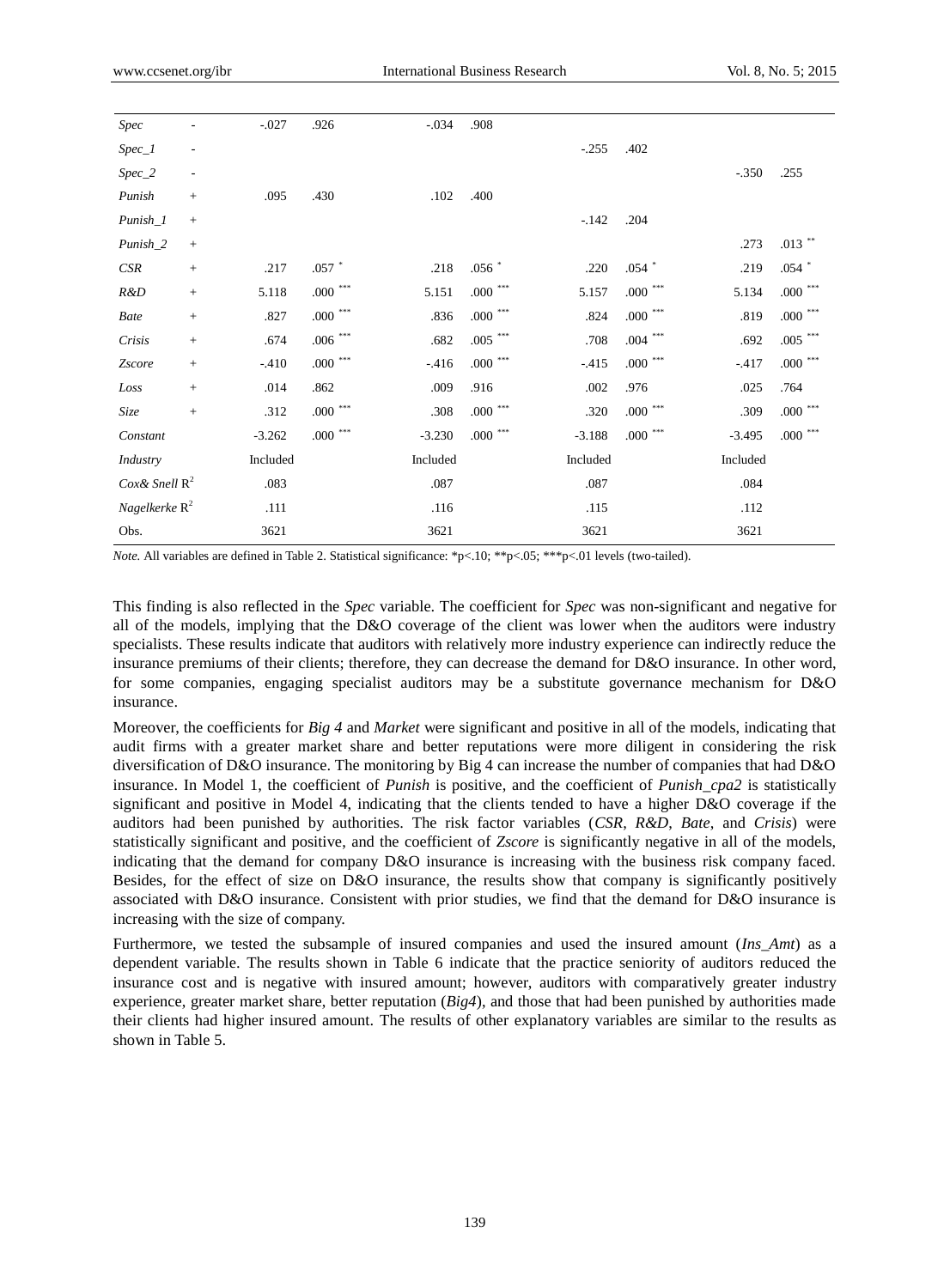| | | | | | | | | | |
|---|---|---|---|---|---|---|---|---|---|
| *Spec* | - | -.027 | .926 | -.034 | .908 | | | | |
| *Spec_1* | - | | | | | -.255 | .402 | | |
| *Spec_2* | - | | | | | | | -.350 | .255 |
| *Punish* | + | .095 | .430 | .102 | .400 | | | | |
| *Punish_1* | + | | | | | -.142 | .204 | | |
| *Punish_2* | + | | | | | | | .273 | .013 ** |
| *CSR* | + | .217 | .057 * | .218 | .056 * | .220 | .054 * | .219 | .054 * |
| *R&D* | + | 5.118 | .000 *** | 5.151 | .000 *** | 5.157 | .000 *** | 5.134 | .000 *** |
| *Bate* | + | .827 | .000 *** | .836 | .000 *** | .824 | .000 *** | .819 | .000 *** |
| *Crisis* | + | .674 | .006 *** | .682 | .005 *** | .708 | .004 *** | .692 | .005 *** |
| *Zscore* | + | -.410 | .000 *** | -.416 | .000 *** | -.415 | .000 *** | -.417 | .000 *** |
| *Loss* | + | .014 | .862 | .009 | .916 | .002 | .976 | .025 | .764 |
| *Size* | + | .312 | .000 *** | .308 | .000 *** | .320 | .000 *** | .309 | .000 *** |
| *Constant* | | -3.262 | .000 *** | -3.230 | .000 *** | -3.188 | .000 *** | -3.495 | .000 *** |
| *Industry* | | Included | | Included | | Included | | Included | |
| *Cox& Snell* $R^2$ | | .083 | | .087 | | .087 | | .084 | |
| *Nagelkerke* $R^2$ | | .111 | | .116 | | .115 | | .112 | |
| Obs. | | 3621 | | 3621 | | 3621 | | 3621 | |

*Note.* All variables are defined in Table 2. Statistical significance: *p<.10; **p<.05; ***p<.01 levels (two-tailed).

This finding is also reflected in the *Spec* variable. The coefficient for *Spec* was non-significant and negative for all of the models, implying that the D&O coverage of the client was lower when the auditors were industry specialists. These results indicate that auditors with relatively more industry experience can indirectly reduce the insurance premiums of their clients; therefore, they can decrease the demand for D&O insurance. In other word, for some companies, engaging specialist auditors may be a substitute governance mechanism for D&O insurance.

Moreover, the coefficients for *Big 4* and *Market* were significant and positive in all of the models, indicating that audit firms with a greater market share and better reputations were more diligent in considering the risk diversification of D&O insurance. The monitoring by Big 4 can increase the number of companies that had D&O insurance. In Model 1, the coefficient of *Punish* is positive, and the coefficient of *Punish_cpa2* is statistically significant and positive in Model 4, indicating that the clients tended to have a higher D&O coverage if the auditors had been punished by authorities. The risk factor variables (*CSR, R&D, Bate*, and *Crisis*) were statistically significant and positive, and the coefficient of *Zscore* is significantly negative in all of the models, indicating that the demand for company D&O insurance is increasing with the business risk company faced. Besides, for the effect of size on D&O insurance, the results show that company is significantly positively associated with D&O insurance. Consistent with prior studies, we find that the demand for D&O insurance is increasing with the size of company.

Furthermore, we tested the subsample of insured companies and used the insured amount (*Ins_Amt*) as a dependent variable. The results shown in Table 6 indicate that the practice seniority of auditors reduced the insurance cost and is negative with insured amount; however, auditors with comparatively greater industry experience, greater market share, better reputation (*Big4*), and those that had been punished by authorities made their clients had higher insured amount. The results of other explanatory variables are similar to the results as shown in Table 5.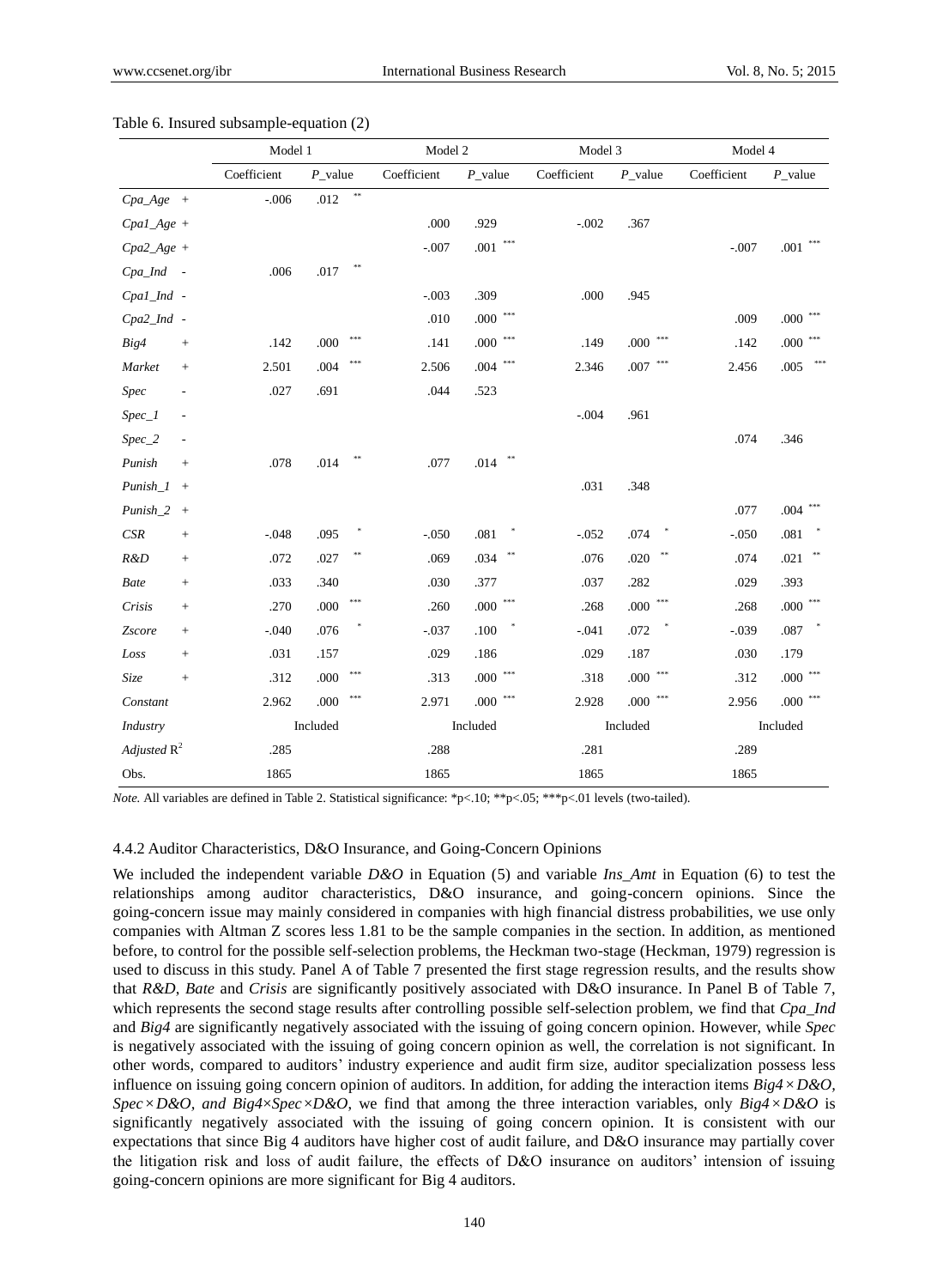Table 6. Insured subsample-equation (2)

| | Model 1 | | Model 2 | | Model 3 | | Model 4 | |
|---|---|---|---|---|---|---|---|---|
| | Coefficient | *P*_value | Coefficient | *P*_value | Coefficient | *P*_value | Coefficient | *P*_value |
| *Cpa_Age* + | -.006 | .012 ** | | | | | | |
| *Cpa1_Age* + | | | .000 | .929 | -.002 | .367 | | |
| *Cpa2_Age* + | | | -.007 | .001 *** | | | -.007 | .001 *** |
| *Cpa_Ind* - | .006 | .017 ** | | | | | | |
| *Cpa1_Ind* - | | | -.003 | .309 | .000 | .945 | | |
| *Cpa2_Ind* - | | | .010 | .000 *** | | | .009 | .000 *** |
| *Big4* + | .142 | .000 *** | .141 | .000 *** | .149 | .000 *** | .142 | .000 *** |
| *Market* + | 2.501 | .004 *** | 2.506 | .004 *** | 2.346 | .007 *** | 2.456 | .005 *** |
| *Spec* - | .027 | .691 | .044 | .523 | | | | |
| *Spec_1* - | | | | | -.004 | .961 | | |
| *Spec_2* - | | | | | | | .074 | .346 |
| *Punish* + | .078 | .014 ** | .077 | .014 ** | | | | |
| *Punish_1* + | | | | | .031 | .348 | | |
| *Punish_2* + | | | | | | | .077 | .004 *** |
| *CSR* + | -.048 | .095 * | -.050 | .081 * | -.052 | .074 * | -.050 | .081 * |
| *R&D* + | .072 | .027 ** | .069 | .034 ** | .076 | .020 ** | .074 | .021 ** |
| *Bate* + | .033 | .340 | .030 | .377 | .037 | .282 | .029 | .393 |
| *Crisis* + | .270 | .000 *** | .260 | .000 *** | .268 | .000 *** | .268 | .000 *** |
| *Zscore* + | -.040 | .076 * | -.037 | .100 * | -.041 | .072 * | -.039 | .087 * |
| *Loss* + | .031 | .157 | .029 | .186 | .029 | .187 | .030 | .179 |
| *Size* + | .312 | .000 *** | .313 | .000 *** | .318 | .000 *** | .312 | .000 *** |
| *Constant* | 2.962 | .000 *** | 2.971 | .000 *** | 2.928 | .000 *** | 2.956 | .000 *** |
| *Industry* | Included | | Included | | Included | | Included | |
| *Adjusted* $R^2$ | .285 | | .288 | | .281 | | .289 | |
| Obs. | 1865 | | 1865 | | 1865 | | 1865 | |

*Note.* All variables are defined in Table 2. Statistical significance: *p<.10; **p<.05; ***p<.01 levels (two-tailed).

#### 4.4.2 Auditor Characteristics, D&O Insurance, and Going-Concern Opinions

We included the independent variable *D&O* in Equation (5) and variable *Ins_Amt* in Equation (6) to test the relationships among auditor characteristics, D&O insurance, and going-concern opinions. Since the going-concern issue may mainly considered in companies with high financial distress probabilities, we use only companies with Altman Z scores less 1.81 to be the sample companies in the section. In addition, as mentioned before, to control for the possible self-selection problems, the Heckman two-stage (Heckman, 1979) regression is used to discuss in this study. Panel A of Table 7 presented the first stage regression results, and the results show that *R&D*, *Bate* and *Crisis* are significantly positively associated with D&O insurance. In Panel B of Table 7, which represents the second stage results after controlling possible self-selection problem, we find that *Cpa_Ind* and *Big4* are significantly negatively associated with the issuing of going concern opinion. However, while *Spec* is negatively associated with the issuing of going concern opinion as well, the correlation is not significant. In other words, compared to auditors' industry experience and audit firm size, auditor specialization possess less influence on issuing going concern opinion of auditors. In addition, for adding the interaction items *Big4×D&O, Spec×D&O, and Big4×Spec×D&O*, we find that among the three interaction variables, only *Big4×D&O* is significantly negatively associated with the issuing of going concern opinion. It is consistent with our expectations that since Big 4 auditors have higher cost of audit failure, and D&O insurance may partially cover the litigation risk and loss of audit failure, the effects of D&O insurance on auditors' intension of issuing going-concern opinions are more significant for Big 4 auditors.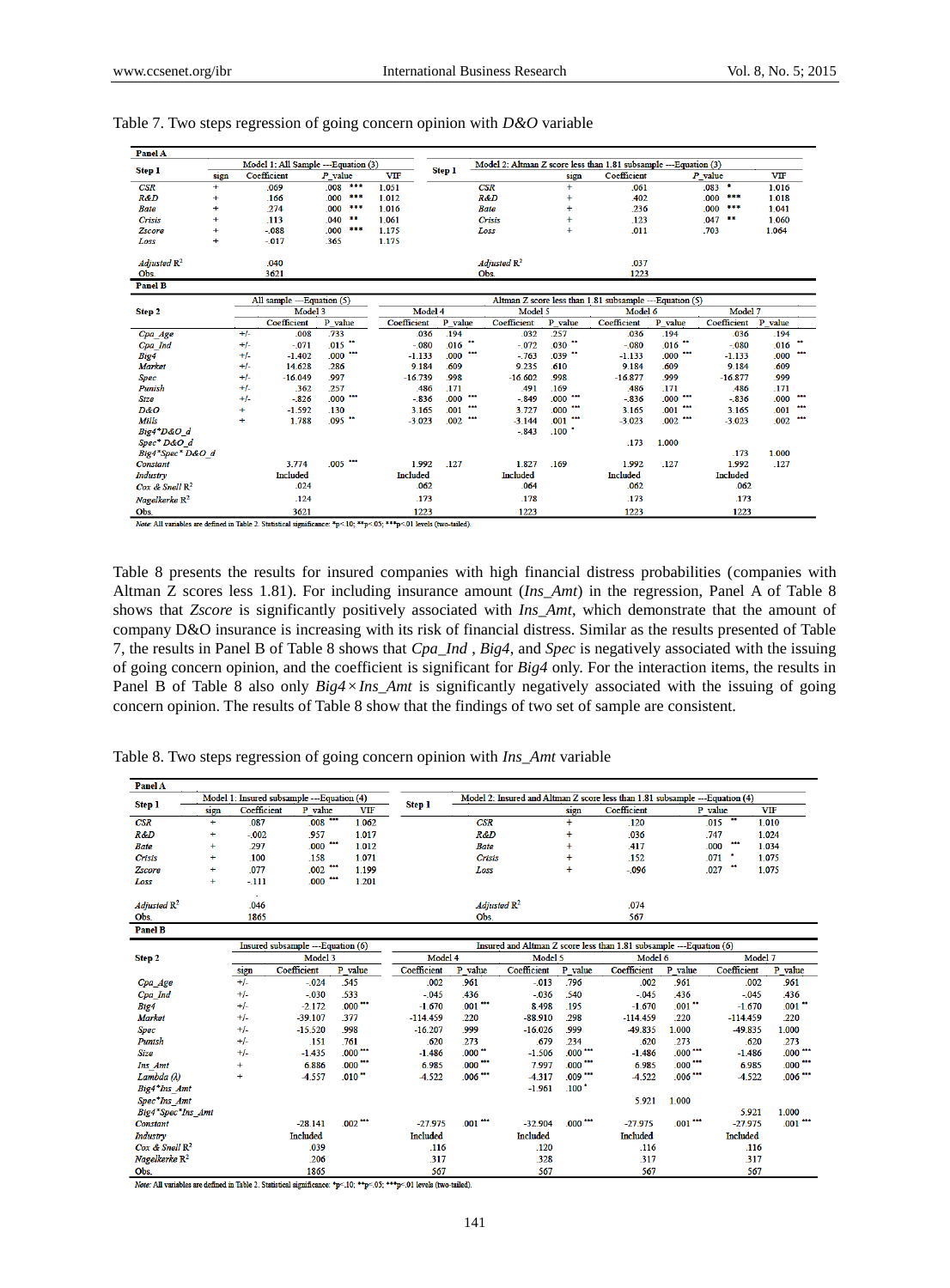Table 7. Two steps regression of going concern opinion with *D&O* variable

**Panel A**

| Step 1 | Model 1: All Sample ---Equation (3) | | | | Step 1 | Model 2: Altman Z score less than 1.81 subsample ---Equation (3) | | | |
|---|---|---|---|---|---|---|---|---|---|
| | sign | Coefficient | P_value | VIF | | sign | Coefficient | P_value | VIF |
| *CSR* | + | .069 | .008 *** | 1.051 | *CSR* | + | .061 | .083 * | 1.016 |
| *R&D* | + | .166 | .000 *** | 1.012 | *R&D* | + | .402 | .000 *** | 1.018 |
| *Bate* | + | .274 | .000 *** | 1.016 | *Bate* | + | .236 | .000 *** | 1.041 |
| *Crisis* | + | .113 | .040 ** | 1.061 | *Crisis* | + | .123 | .047 ** | 1.060 |
| *Zscore* | + | -.088 | .000 *** | 1.175 | *Loss* | + | .011 | .703 | 1.064 |
| *Loss* | + | -.017 | .365 | 1.175 | | | | | |
| *Adjusted* $R^2$ | | .040 | | | *Adjusted* $R^2$ | | .037 | | |
| Obs. | | 3621 | | | Obs. | | 1223 | | |

**Panel B**

| Step 2 | | All sample ---Equation (5) | | Altman Z score less than 1.81 subsample ---Equation (5) | | | | | | | |
|---|---|---|---|---|---|---|---|---|---|---|---|
| | | Model 3 | | Model 4 | | Model 5 | | Model 6 | | Model 7 | |
| | | Coefficient | P_value | Coefficient | P_value | Coefficient | P_value | Coefficient | P_value | Coefficient | P_value |
| *Cpa_Age* | +/- | .008 | .733 | .036 | .194 | .032 | .257 | .036 | .194 | .036 | .194 |
| *Cpa_Ind* | +/- | -.071 | .015 ** | -.080 | .016 ** | -.072 | .030 ** | -.080 | .016 ** | -.080 | .016 ** |
| *Big4* | +/- | -1.402 | .000 *** | -1.133 | .000 *** | -.763 | .039 ** | -1.133 | .000 *** | -1.133 | .000 *** |
| *Market* | +/- | 14.628 | .286 | 9.184 | .609 | 9.235 | .610 | 9.184 | .609 | 9.184 | .609 |
| *Spec* | +/- | -16.049 | .997 | -16.739 | .998 | -16.602 | .998 | -16.877 | .999 | -16.877 | .999 |
| *Punish* | +/- | .362 | .257 | .486 | .171 | .491 | .169 | .486 | .171 | .486 | .171 |
| *Size* | +/- | -.826 | .000 *** | -.836 | .000 *** | -.849 | .000 *** | -.836 | .000 *** | -.836 | .000 *** |
| *D&O* | + | -1.592 | .130 | 3.165 | .001 *** | 3.727 | .000 *** | 3.165 | .001 *** | 3.165 | .001 *** |
| *Mills* | + | 1.788 | .095 ** | -3.023 | .002 *** | -3.144 | .001 *** | -3.023 | .002 *** | -3.023 | .002 *** |
| *Big4\*D&O_d* | | | | | | -.843 | .100 * | | | | |
| *Spec\* D&O_d* | | | | | | | | .173 | 1.000 | | |
| *Big4\*Spec\* D&O_d* | | | | | | | | | | .173 | 1.000 |
| *Constant* | | 3.774 | .005 *** | 1.992 | .127 | 1.827 | .169 | 1.992 | .127 | 1.992 | .127 |
| *Industry* | | Included | | Included | | Included | | Included | | Included | |
| *Cox & Snell* $R^2$ | | .024 | | .062 | | .064 | | .062 | | .062 | |
| *Nagelkerke* $R^2$ | | .124 | | .173 | | .178 | | .173 | | .173 | |
| Obs. | | 3621 | | 1223 | | 1223 | | 1223 | | 1223 | |

*Note*: All variables are defined in Table 2. Statistical significance: *p<.10; **p<.05; ***p<.01 levels (two-tailed).

Table 8 presents the results for insured companies with high financial distress probabilities (companies with Altman Z scores less 1.81). For including insurance amount (*Ins_Amt*) in the regression, Panel A of Table 8 shows that *Zscore* is significantly positively associated with *Ins_Amt*, which demonstrate that the amount of company D&O insurance is increasing with its risk of financial distress. Similar as the results presented of Table 7, the results in Panel B of Table 8 shows that *Cpa_Ind* , *Big4*, and *Spec* is negatively associated with the issuing of going concern opinion, and the coefficient is significant for *Big4* only. For the interaction items, the results in Panel B of Table 8 also only *Big4*×*Ins_Amt* is significantly negatively associated with the issuing of going concern opinion. The results of Table 8 show that the findings of two set of sample are consistent.

Table 8. Two steps regression of going concern opinion with *Ins_Amt* variable

**Panel A**

| Step 1 | Model 1: Insured subsample ---Equation (4) | | | | Step 1 | Model 2: Insured and Altman Z score less than 1.81 subsample ---Equation (4) | | | |
|---|---|---|---|---|---|---|---|---|---|
| | sign | Coefficient | P_value | VIF | | sign | Coefficient | P_value | VIF |
| *CSR* | + | .087 | .008 *** | 1.062 | *CSR* | + | .120 | .015 ** | 1.010 |
| *R&D* | + | -.002 | .957 | 1.017 | *R&D* | + | .036 | .747 | 1.024 |
| *Bate* | + | .297 | .000 *** | 1.012 | *Bate* | + | .417 | .000 *** | 1.034 |
| *Crisis* | + | .100 | .158 | 1.071 | *Crisis* | + | .152 | .071 * | 1.075 |
| *Zscore* | + | .077 | .002 *** | 1.199 | *Loss* | + | -.096 | .027 ** | 1.075 |
| *Loss* | + | -.111 | .000 *** | 1.201 | | | | | |
| *Adjusted* $R^2$ | | .046 | | | *Adjusted* $R^2$ | | .074 | | |
| Obs. | | 1865 | | | Obs. | | 567 | | |

**Panel B**

| Step 2 | | Insured subsample ---Equation (6) | | Insured and Altman Z score less than 1.81 subsample ---Equation (6) | | | | | | | |
|---|---|---|---|---|---|---|---|---|---|---|---|
| | | Model 3 | | Model 4 | | Model 5 | | Model 6 | | Model 7 | |
| | sign | Coefficient | P_value | Coefficient | P_value | Coefficient | P_value | Coefficient | P_value | Coefficient | P_value |
| *Cpa_Age* | +/- | -.024 | .545 | .002 | .961 | -.013 | .796 | .002 | .961 | .002 | .961 |
| *Cpa_Ind* | +/- | -.030 | .533 | -.045 | .436 | -.036 | .540 | -.045 | .436 | -.045 | .436 |
| *Big4* | +/- | -2.172 | .000 *** | -1.670 | .001 *** | 8.498 | .195 | -1.670 | .001 ** | -1.670 | .001 ** |
| *Market* | +/- | -39.107 | .377 | -114.459 | .220 | -88.910 | .298 | -114.459 | .220 | -114.459 | .220 |
| *Spec* | +/- | -15.520 | .998 | -16.207 | .999 | -16.026 | .999 | -49.835 | 1.000 | -49.835 | 1.000 |
| *Punish* | +/- | .151 | .761 | .620 | .273 | .679 | .234 | .620 | .273 | .620 | .273 |
| *Size* | +/- | -1.435 | .000 *** | -1.486 | .000 ** | -1.506 | .000 *** | -1.486 | .000 *** | -1.486 | .000 *** |
| *Ins_Amt* | + | 6.886 | .000 *** | 6.985 | .000 *** | 7.997 | .000 *** | 6.985 | .000 *** | 6.985 | .000 *** |
| *Lambda (λ)* | + | -4.557 | .010 ** | -4.522 | .006 *** | -4.317 | .009 *** | -4.522 | .006 *** | -4.522 | .006 *** |
| *Big4\*Ins_Amt* | | | | | | -1.961 | .100 * | | | | |
| *Spec\*Ins_Amt* | | | | | | | | 5.921 | 1.000 | | |
| *Big4\*Spec\*Ins_Amt* | | | | | | | | | | 5.921 | 1.000 |
| *Constant* | | -28.141 | .002 *** | -27.975 | .001 *** | -32.904 | .000 *** | -27.975 | .001 *** | -27.975 | .001 *** |
| *Industry* | | Included | | Included | | Included | | Included | | Included | |
| *Cox & Snell* $R^2$ | | .039 | | .116 | | .120 | | .116 | | .116 | |
| *Nagelkerke* $R^2$ | | .206 | | .317 | | .328 | | .317 | | .317 | |
| Obs. | | 1865 | | 567 | | 567 | | 567 | | 567 | |

*Note*: All variables are defined in Table 2. Statistical significance: *p<.10; **p<.05; ***p<.01 levels (two-tailed).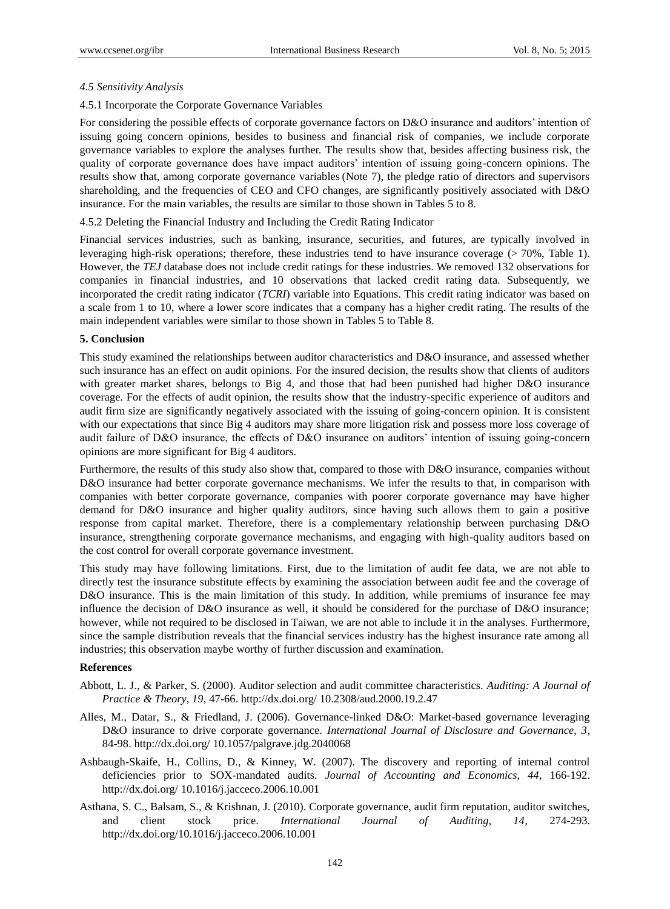### *4.5 Sensitivity Analysis*

4.5.1 Incorporate the Corporate Governance Variables

For considering the possible effects of corporate governance factors on D&O insurance and auditors' intention of issuing going concern opinions, besides to business and financial risk of companies, we include corporate governance variables to explore the analyses further. The results show that, besides affecting business risk, the quality of corporate governance does have impact auditors' intention of issuing going-concern opinions. The results show that, among corporate governance variables (Note 7), the pledge ratio of directors and supervisors shareholding, and the frequencies of CEO and CFO changes, are significantly positively associated with D&O insurance. For the main variables, the results are similar to those shown in Tables 5 to 8.

4.5.2 Deleting the Financial Industry and Including the Credit Rating Indicator

Financial services industries, such as banking, insurance, securities, and futures, are typically involved in leveraging high-risk operations; therefore, these industries tend to have insurance coverage (> 70%, Table 1). However, the *TEJ* database does not include credit ratings for these industries. We removed 132 observations for companies in financial industries, and 10 observations that lacked credit rating data. Subsequently, we incorporated the credit rating indicator (*TCRI*) variable into Equations. This credit rating indicator was based on a scale from 1 to 10, where a lower score indicates that a company has a higher credit rating. The results of the main independent variables were similar to those shown in Tables 5 to Table 8.

## 5. Conclusion

This study examined the relationships between auditor characteristics and D&O insurance, and assessed whether such insurance has an effect on audit opinions. For the insured decision, the results show that clients of auditors with greater market shares, belongs to Big 4, and those that had been punished had higher D&O insurance coverage. For the effects of audit opinion, the results show that the industry-specific experience of auditors and audit firm size are significantly negatively associated with the issuing of going-concern opinion. It is consistent with our expectations that since Big 4 auditors may share more litigation risk and possess more loss coverage of audit failure of D&O insurance, the effects of D&O insurance on auditors' intention of issuing going-concern opinions are more significant for Big 4 auditors.

Furthermore, the results of this study also show that, compared to those with D&O insurance, companies without D&O insurance had better corporate governance mechanisms. We infer the results to that, in comparison with companies with better corporate governance, companies with poorer corporate governance may have higher demand for D&O insurance and higher quality auditors, since having such allows them to gain a positive response from capital market. Therefore, there is a complementary relationship between purchasing D&O insurance, strengthening corporate governance mechanisms, and engaging with high-quality auditors based on the cost control for overall corporate governance investment.

This study may have following limitations. First, due to the limitation of audit fee data, we are not able to directly test the insurance substitute effects by examining the association between audit fee and the coverage of D&O insurance. This is the main limitation of this study. In addition, while premiums of insurance fee may influence the decision of D&O insurance as well, it should be considered for the purchase of D&O insurance; however, while not required to be disclosed in Taiwan, we are not able to include it in the analyses. Furthermore, since the sample distribution reveals that the financial services industry has the highest insurance rate among all industries; this observation maybe worthy of further discussion and examination.

## References

Abbott, L. J., & Parker, S. (2000). Auditor selection and audit committee characteristics. *Auditing: A Journal of Practice & Theory, 19*, 47-66. http://dx.doi.org/ 10.2308/aud.2000.19.2.47

Alles, M., Datar, S., & Friedland, J. (2006). Governance-linked D&O: Market-based governance leveraging D&O insurance to drive corporate governance. *International Journal of Disclosure and Governance, 3*, 84-98. http://dx.doi.org/ 10.1057/palgrave.jdg.2040068

Ashbaugh-Skaife, H., Collins, D., & Kinney, W. (2007). The discovery and reporting of internal control deficiencies prior to SOX-mandated audits. *Journal of Accounting and Economics, 44*, 166-192. http://dx.doi.org/ 10.1016/j.jacceco.2006.10.001

Asthana, S. C., Balsam, S., & Krishnan, J. (2010). Corporate governance, audit firm reputation, auditor switches, and client stock price. *International Journal of Auditing, 14,* 274-293. http://dx.doi.org/10.1016/j.jacceco.2006.10.001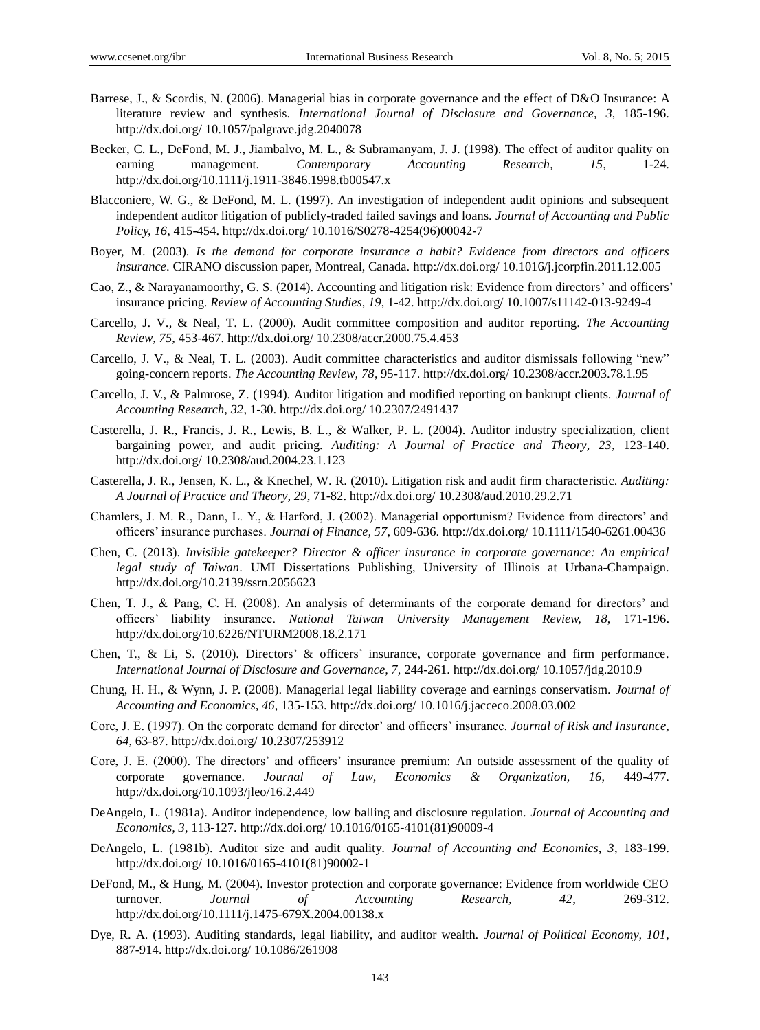Barrese, J., & Scordis, N. (2006). Managerial bias in corporate governance and the effect of D&O Insurance: A literature review and synthesis. *International Journal of Disclosure and Governance, 3*, 185-196. http://dx.doi.org/ 10.1057/palgrave.jdg.2040078

Becker, C. L., DeFond, M. J., Jiambalvo, M. L., & Subramanyam, J. J. (1998). The effect of auditor quality on earning management. *Contemporary Accounting Research, 15*, 1-24. http://dx.doi.org/10.1111/j.1911-3846.1998.tb00547.x

Blacconiere, W. G., & DeFond, M. L. (1997). An investigation of independent audit opinions and subsequent independent auditor litigation of publicly-traded failed savings and loans. *Journal of Accounting and Public Policy, 16*, 415-454. http://dx.doi.org/ 10.1016/S0278-4254(96)00042-7

Boyer, M. (2003). *Is the demand for corporate insurance a habit? Evidence from directors and officers insurance*. CIRANO discussion paper, Montreal, Canada. http://dx.doi.org/ 10.1016/j.jcorpfin.2011.12.005

Cao, Z., & Narayanamoorthy, G. S. (2014). Accounting and litigation risk: Evidence from directors' and officers' insurance pricing. *Review of Accounting Studies, 19*, 1-42. http://dx.doi.org/ 10.1007/s11142-013-9249-4

Carcello, J. V., & Neal, T. L. (2000). Audit committee composition and auditor reporting. *The Accounting Review, 75*, 453-467. http://dx.doi.org/ 10.2308/accr.2000.75.4.453

Carcello, J. V., & Neal, T. L. (2003). Audit committee characteristics and auditor dismissals following "new" going-concern reports. *The Accounting Review, 78*, 95-117. http://dx.doi.org/ 10.2308/accr.2003.78.1.95

Carcello, J. V., & Palmrose, Z. (1994). Auditor litigation and modified reporting on bankrupt clients. *Journal of Accounting Research, 32*, 1-30. http://dx.doi.org/ 10.2307/2491437

Casterella, J. R., Francis, J. R., Lewis, B. L., & Walker, P. L. (2004). Auditor industry specialization, client bargaining power, and audit pricing. *Auditing: A Journal of Practice and Theory, 23*, 123-140. http://dx.doi.org/ 10.2308/aud.2004.23.1.123

Casterella, J. R., Jensen, K. L., & Knechel, W. R. (2010). Litigation risk and audit firm characteristic. *Auditing: A Journal of Practice and Theory, 29*, 71-82. http://dx.doi.org/ 10.2308/aud.2010.29.2.71

Chamlers, J. M. R., Dann, L. Y., & Harford, J. (2002). Managerial opportunism? Evidence from directors' and officers' insurance purchases. *Journal of Finance, 57*, 609-636. http://dx.doi.org/ 10.1111/1540-6261.00436

Chen, C. (2013). *Invisible gatekeeper? Director & officer insurance in corporate governance: An empirical legal study of Taiwan*. UMI Dissertations Publishing, University of Illinois at Urbana-Champaign. http://dx.doi.org/10.2139/ssrn.2056623

Chen, T. J., & Pang, C. H. (2008). An analysis of determinants of the corporate demand for directors' and officers' liability insurance. *National Taiwan University Management Review, 18*, 171-196. http://dx.doi.org/10.6226/NTURM2008.18.2.171

Chen, T., & Li, S. (2010). Directors' & officers' insurance, corporate governance and firm performance. *International Journal of Disclosure and Governance, 7*, 244-261. http://dx.doi.org/ 10.1057/jdg.2010.9

Chung, H. H., & Wynn, J. P. (2008). Managerial legal liability coverage and earnings conservatism. *Journal of Accounting and Economics, 46*, 135-153. http://dx.doi.org/ 10.1016/j.jacceco.2008.03.002

Core, J. E. (1997). On the corporate demand for director' and officers' insurance. *Journal of Risk and Insurance, 64*, 63-87. http://dx.doi.org/ 10.2307/253912

Core, J. E. (2000). The directors' and officers' insurance premium: An outside assessment of the quality of corporate governance. *Journal of Law, Economics & Organization, 16*, 449-477. http://dx.doi.org/10.1093/jleo/16.2.449

DeAngelo, L. (1981a). Auditor independence, low balling and disclosure regulation. *Journal of Accounting and Economics, 3*, 113-127. http://dx.doi.org/ 10.1016/0165-4101(81)90009-4

DeAngelo, L. (1981b). Auditor size and audit quality. *Journal of Accounting and Economics, 3*, 183-199. http://dx.doi.org/ 10.1016/0165-4101(81)90002-1

DeFond, M., & Hung, M. (2004). Investor protection and corporate governance: Evidence from worldwide CEO turnover. *Journal of Accounting Research, 42*, 269-312. http://dx.doi.org/10.1111/j.1475-679X.2004.00138.x

Dye, R. A. (1993). Auditing standards, legal liability, and auditor wealth. *Journal of Political Economy, 101*, 887-914. http://dx.doi.org/ 10.1086/261908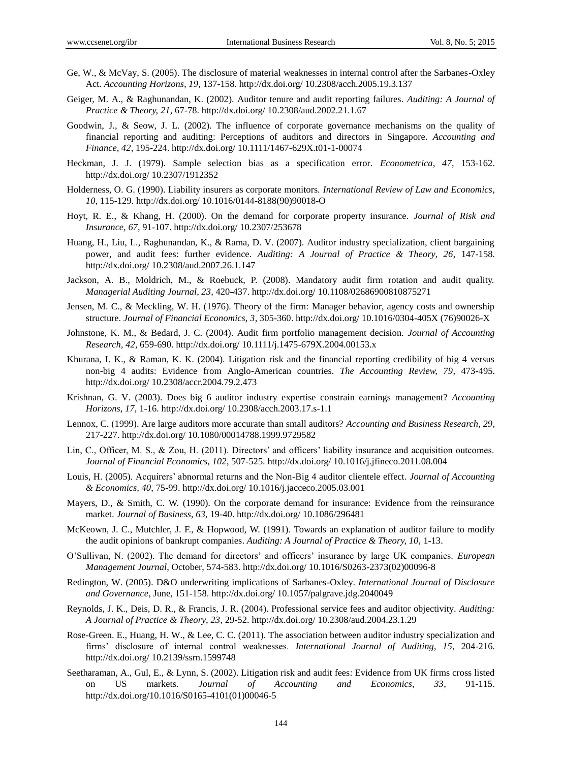Ge, W., & McVay, S. (2005). The disclosure of material weaknesses in internal control after the Sarbanes-Oxley Act. *Accounting Horizons, 19*, 137-158. http://dx.doi.org/ 10.2308/acch.2005.19.3.137

Geiger, M. A., & Raghunandan, K. (2002). Auditor tenure and audit reporting failures. *Auditing: A Journal of Practice & Theory, 21*, 67-78. http://dx.doi.org/ 10.2308/aud.2002.21.1.67

Goodwin, J., & Seow, J. L. (2002). The influence of corporate governance mechanisms on the quality of financial reporting and auditing: Perceptions of auditors and directors in Singapore. *Accounting and Finance, 42*, 195-224. http://dx.doi.org/ 10.1111/1467-629X.t01-1-00074

Heckman, J. J. (1979). Sample selection bias as a specification error. *Econometrica, 47*, 153-162. http://dx.doi.org/ 10.2307/1912352

Holderness, O. G. (1990). Liability insurers as corporate monitors. *International Review of Law and Economics, 10*, 115-129. http://dx.doi.org/ 10.1016/0144-8188(90)90018-O

Hoyt, R. E., & Khang, H. (2000). On the demand for corporate property insurance. *Journal of Risk and Insurance, 67*, 91-107. http://dx.doi.org/ 10.2307/253678

Huang, H., Liu, L., Raghunandan, K., & Rama, D. V. (2007). Auditor industry specialization, client bargaining power, and audit fees: further evidence. *Auditing: A Journal of Practice & Theory, 26*, 147-158. http://dx.doi.org/ 10.2308/aud.2007.26.1.147

Jackson, A. B., Moldrich, M., & Roebuck, P. (2008). Mandatory audit firm rotation and audit quality. *Managerial Auditing Journal, 23*, 420-437. http://dx.doi.org/ 10.1108/02686900810875271

Jensen, M. C., & Meckling, W. H. (1976). Theory of the firm: Manager behavior, agency costs and ownership structure. *Journal of Financial Economics, 3*, 305-360. http://dx.doi.org/ 10.1016/0304-405X (76)90026-X

Johnstone, K. M., & Bedard, J. C. (2004). Audit firm portfolio management decision. *Journal of Accounting Research, 42*, 659-690. http://dx.doi.org/ 10.1111/j.1475-679X.2004.00153.x

Khurana, I. K., & Raman, K. K. (2004). Litigation risk and the financial reporting credibility of big 4 versus non-big 4 audits: Evidence from Anglo-American countries. *The Accounting Review, 79*, 473-495. http://dx.doi.org/ 10.2308/accr.2004.79.2.473

Krishnan, G. V. (2003). Does big 6 auditor industry expertise constrain earnings management? *Accounting Horizons, 17*, 1-16. http://dx.doi.org/ 10.2308/acch.2003.17.s-1.1

Lennox, C. (1999). Are large auditors more accurate than small auditors? *Accounting and Business Research, 29*, 217-227. http://dx.doi.org/ 10.1080/00014788.1999.9729582

Lin, C., Officer, M. S., & Zou, H. (2011). Directors' and officers' liability insurance and acquisition outcomes. *Journal of Financial Economics, 102*, 507-525. http://dx.doi.org/ 10.1016/j.jfineco.2011.08.004

Louis, H. (2005). Acquirers' abnormal returns and the Non-Big 4 auditor clientele effect. *Journal of Accounting & Economics, 40*, 75-99. http://dx.doi.org/ 10.1016/j.jacceco.2005.03.001

Mayers, D., & Smith, C. W. (1990). On the corporate demand for insurance: Evidence from the reinsurance market. *Journal of Business, 63*, 19-40. http://dx.doi.org/ 10.1086/296481

McKeown, J. C., Mutchler, J. F., & Hopwood, W. (1991). Towards an explanation of auditor failure to modify the audit opinions of bankrupt companies. *Auditing: A Journal of Practice & Theory, 10*, 1-13.

O'Sullivan, N. (2002). The demand for directors' and officers' insurance by large UK companies. *European Management Journal*, October, 574-583. http://dx.doi.org/ 10.1016/S0263-2373(02)00096-8

Redington, W. (2005). D&O underwriting implications of Sarbanes-Oxley. *International Journal of Disclosure and Governance*, June, 151-158. http://dx.doi.org/ 10.1057/palgrave.jdg.2040049

Reynolds, J. K., Deis, D. R., & Francis, J. R. (2004). Professional service fees and auditor objectivity. *Auditing: A Journal of Practice & Theory, 23*, 29-52. http://dx.doi.org/ 10.2308/aud.2004.23.1.29

Rose-Green. E., Huang, H. W., & Lee, C. C. (2011). The association between auditor industry specialization and firms' disclosure of internal control weaknesses. *International Journal of Auditing, 15*, 204-216. http://dx.doi.org/ 10.2139/ssrn.1599748

Seetharaman, A., Gul, E., & Lynn, S. (2002). Litigation risk and audit fees: Evidence from UK firms cross listed on US markets. *Journal of Accounting and Economics, 33*, 91-115. http://dx.doi.org/10.1016/S0165-4101(01)00046-5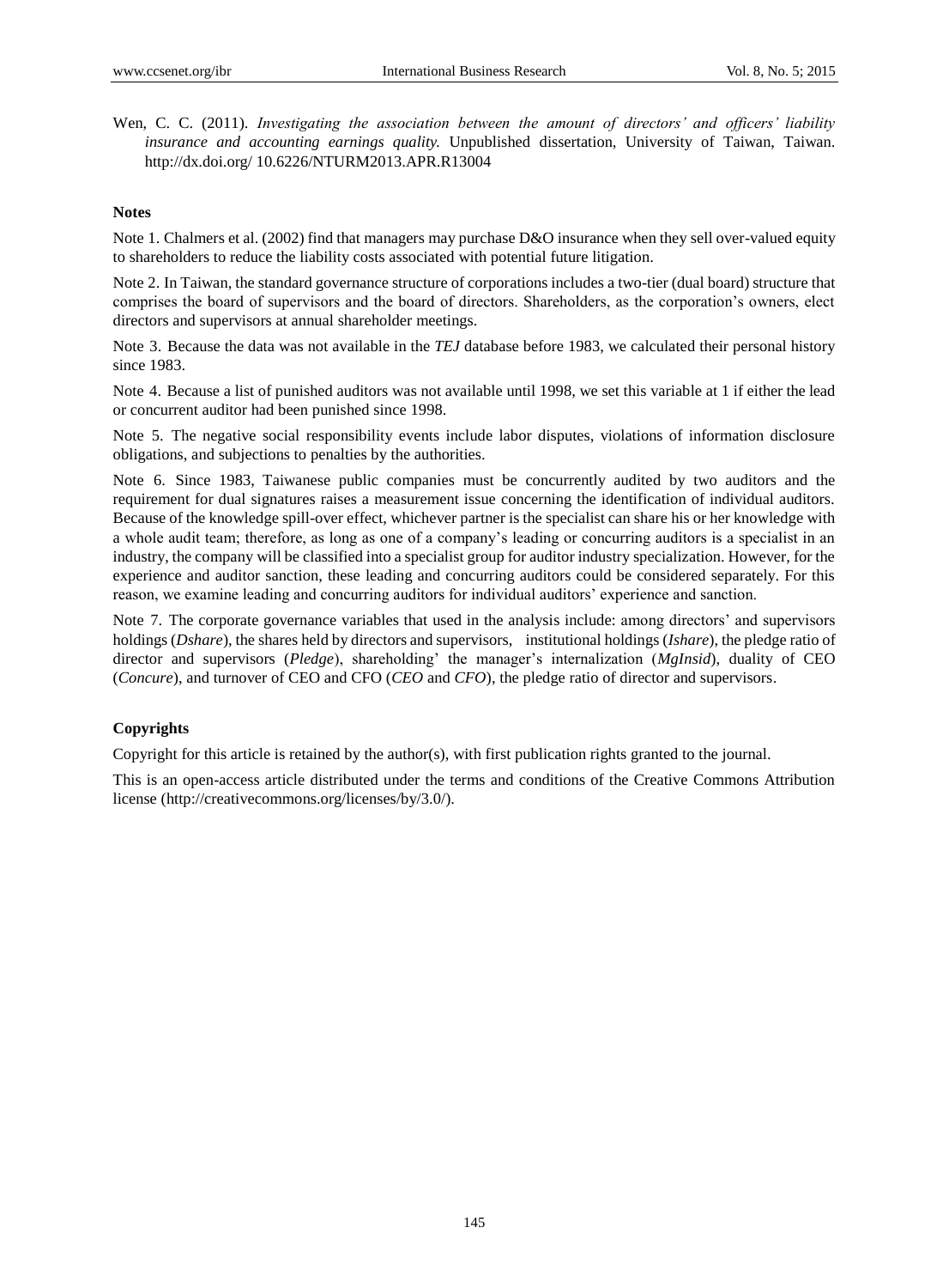Wen, C. C. (2011). *Investigating the association between the amount of directors' and officers' liability insurance and accounting earnings quality.* Unpublished dissertation, University of Taiwan, Taiwan. http://dx.doi.org/ 10.6226/NTURM2013.APR.R13004

## Notes

Note 1. Chalmers et al. (2002) find that managers may purchase D&O insurance when they sell over-valued equity to shareholders to reduce the liability costs associated with potential future litigation.

Note 2. In Taiwan, the standard governance structure of corporations includes a two-tier (dual board) structure that comprises the board of supervisors and the board of directors. Shareholders, as the corporation's owners, elect directors and supervisors at annual shareholder meetings.

Note 3. Because the data was not available in the *TEJ* database before 1983, we calculated their personal history since 1983.

Note 4. Because a list of punished auditors was not available until 1998, we set this variable at 1 if either the lead or concurrent auditor had been punished since 1998.

Note 5. The negative social responsibility events include labor disputes, violations of information disclosure obligations, and subjections to penalties by the authorities.

Note 6. Since 1983, Taiwanese public companies must be concurrently audited by two auditors and the requirement for dual signatures raises a measurement issue concerning the identification of individual auditors. Because of the knowledge spill-over effect, whichever partner is the specialist can share his or her knowledge with a whole audit team; therefore, as long as one of a company's leading or concurring auditors is a specialist in an industry, the company will be classified into a specialist group for auditor industry specialization. However, for the experience and auditor sanction, these leading and concurring auditors could be considered separately. For this reason, we examine leading and concurring auditors for individual auditors' experience and sanction.

Note 7. The corporate governance variables that used in the analysis include: among directors' and supervisors holdings (*Dshare*), the shares held by directors and supervisors, institutional holdings (*Ishare*), the pledge ratio of director and supervisors (*Pledge*), shareholding' the manager's internalization (*MgInsid*), duality of CEO (*Concure*), and turnover of CEO and CFO (*CEO* and *CFO*), the pledge ratio of director and supervisors.

## Copyrights

Copyright for this article is retained by the author(s), with first publication rights granted to the journal.

This is an open-access article distributed under the terms and conditions of the Creative Commons Attribution license (http://creativecommons.org/licenses/by/3.0/).